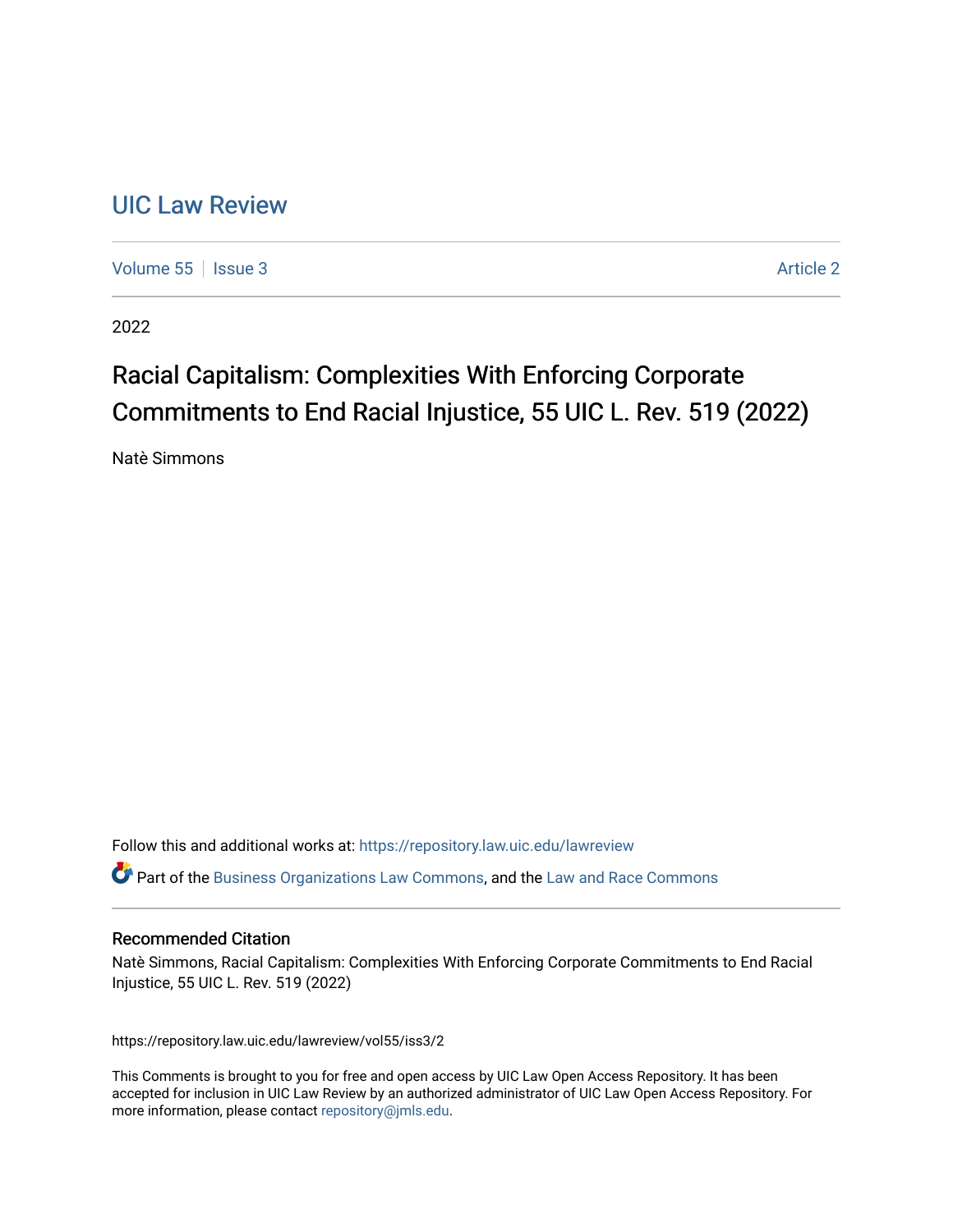# UIC Law Review

Volume 55 | Issue 3 | Article 2

2022

## Racial Capitalism: Complexities With Enforcing Corporate Commitments to End Racial Injustice, 55 UIC L. Rev. 519 (2022)

Natè Simmons

Follow this and additional works at: https://repository.law.uic.edu/lawreview

Part of the Business Organizations Law Commons, and the Law and Race Commons

### Recommended Citation

Natè Simmons, Racial Capitalism: Complexities With Enforcing Corporate Commitments to End Racial Injustice, 55 UIC L. Rev. 519 (2022)

https://repository.law.uic.edu/lawreview/vol55/iss3/2

This Comments is brought to you for free and open access by UIC Law Open Access Repository. It has been accepted for inclusion in UIC Law Review by an authorized administrator of UIC Law Open Access Repository. For more information, please contact repository@jmls.edu.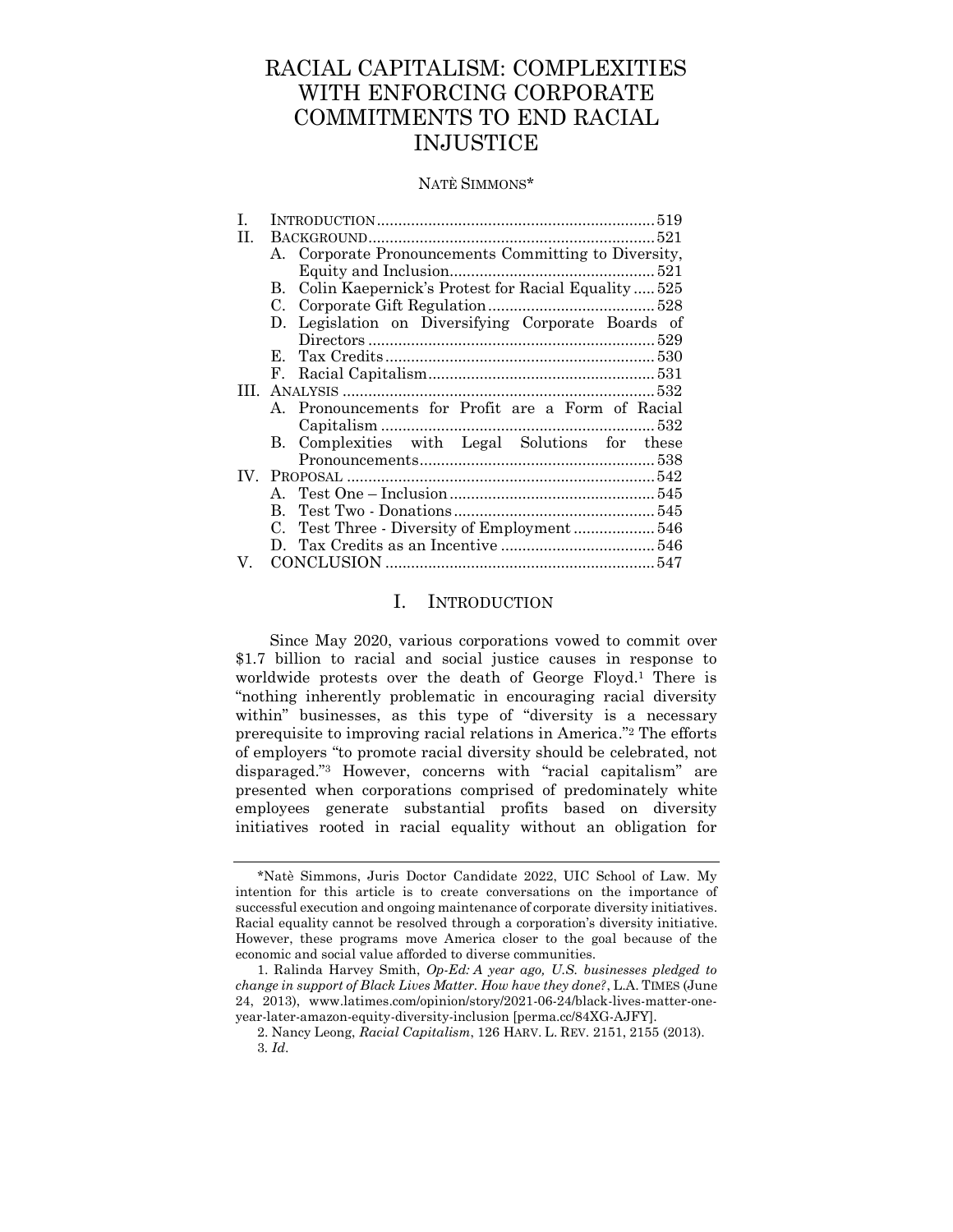# RACIAL CAPITALISM: COMPLEXITIES WITH ENFORCING CORPORATE COMMITMENTS TO END RACIAL INJUSTICE

NATÈ SIMMONS*

| | | |
|---|---|---|
| I. | INTRODUCTION | 519 |
| II. | BACKGROUND | 521 |
| | A. Corporate Pronouncements Committing to Diversity, Equity and Inclusion | 521 |
| | B. Colin Kaepernick's Protest for Racial Equality | 525 |
| | C. Corporate Gift Regulation | 528 |
| | D. Legislation on Diversifying Corporate Boards of Directors | 529 |
| | E. Tax Credits | 530 |
| | F. Racial Capitalism | 531 |
| III. | ANALYSIS | 532 |
| | A. Pronouncements for Profit are a Form of Racial Capitalism | 532 |
| | B. Complexities with Legal Solutions for these Pronouncements | 538 |
| IV. | PROPOSAL | 542 |
| | A. Test One – Inclusion | 545 |
| | B. Test Two - Donations | 545 |
| | C. Test Three - Diversity of Employment | 546 |
| | D. Tax Credits as an Incentive | 546 |
| V. | CONCLUSION | 547 |

## I. INTRODUCTION

Since May 2020, various corporations vowed to commit over $1.7 billion to racial and social justice causes in response to worldwide protests over the death of George Floyd.[1] There is "nothing inherently problematic in encouraging racial diversity within" businesses, as this type of "diversity is a necessary prerequisite to improving racial relations in America."[2] The efforts of employers "to promote racial diversity should be celebrated, not disparaged."[3] However, concerns with "racial capitalism" are presented when corporations comprised of predominately white employees generate substantial profits based on diversity initiatives rooted in racial equality without an obligation for

---

*Natè Simmons, Juris Doctor Candidate 2022, UIC School of Law. My intention for this article is to create conversations on the importance of successful execution and ongoing maintenance of corporate diversity initiatives. Racial equality cannot be resolved through a corporation's diversity initiative. However, these programs move America closer to the goal because of the economic and social value afforded to diverse communities.

1. Ralinda Harvey Smith, *Op-Ed: A year ago, U.S. businesses pledged to change in support of Black Lives Matter. How have they done?*, L.A. TIMES (June 24, 2013), www.latimes.com/opinion/story/2021-06-24/black-lives-matter-one-year-later-amazon-equity-diversity-inclusion [perma.cc/84XG-AJFY].

2. Nancy Leong, *Racial Capitalism*, 126 HARV. L. REV. 2151, 2155 (2013).

3. *Id.*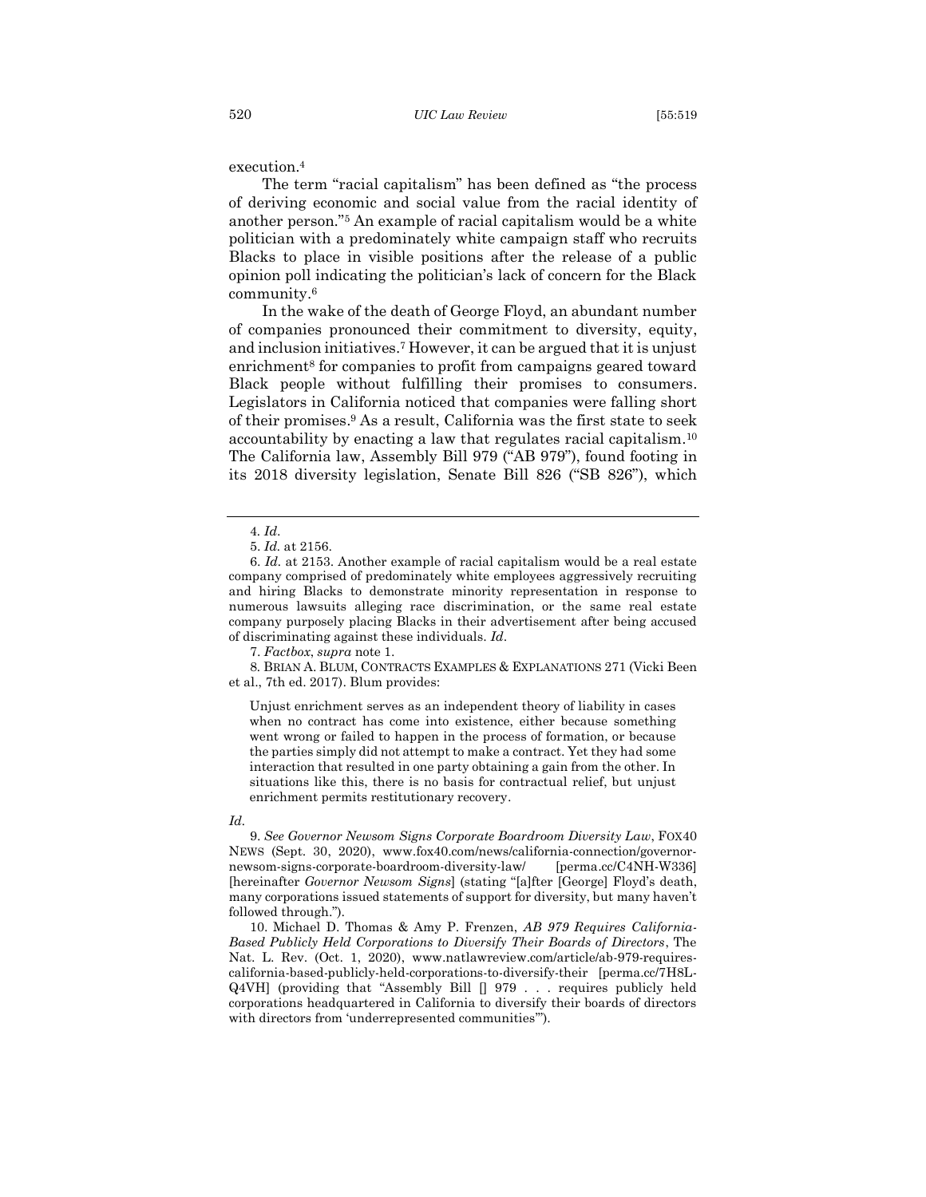execution.[4]

The term "racial capitalism" has been defined as "the process of deriving economic and social value from the racial identity of another person."[5] An example of racial capitalism would be a white politician with a predominately white campaign staff who recruits Blacks to place in visible positions after the release of a public opinion poll indicating the politician's lack of concern for the Black community.[6]

In the wake of the death of George Floyd, an abundant number of companies pronounced their commitment to diversity, equity, and inclusion initiatives.[7] However, it can be argued that it is unjust enrichment[8] for companies to profit from campaigns geared toward Black people without fulfilling their promises to consumers. Legislators in California noticed that companies were falling short of their promises.[9] As a result, California was the first state to seek accountability by enacting a law that regulates racial capitalism.[10] The California law, Assembly Bill 979 ("AB 979"), found footing in its 2018 diversity legislation, Senate Bill 826 ("SB 826"), which

---

4. *Id.*

5. *Id.* at 2156.

6. *Id.* at 2153. Another example of racial capitalism would be a real estate company comprised of predominately white employees aggressively recruiting and hiring Blacks to demonstrate minority representation in response to numerous lawsuits alleging race discrimination, or the same real estate company purposely placing Blacks in their advertisement after being accused of discriminating against these individuals. *Id.*

7. *Factbox*, *supra* note 1.

8. BRIAN A. BLUM, CONTRACTS EXAMPLES & EXPLANATIONS 271 (Vicki Been et al., 7th ed. 2017). Blum provides:

> Unjust enrichment serves as an independent theory of liability in cases when no contract has come into existence, either because something went wrong or failed to happen in the process of formation, or because the parties simply did not attempt to make a contract. Yet they had some interaction that resulted in one party obtaining a gain from the other. In situations like this, there is no basis for contractual relief, but unjust enrichment permits restitutionary recovery.

*Id.*

9. *See Governor Newsom Signs Corporate Boardroom Diversity Law*, FOX40 NEWS (Sept. 30, 2020), www.fox40.com/news/california-connection/governor-newsom-signs-corporate-boardroom-diversity-law/ [perma.cc/C4NH-W336] [hereinafter *Governor Newsom Signs*] (stating "[a]fter [George] Floyd's death, many corporations issued statements of support for diversity, but many haven't followed through.").

10. Michael D. Thomas & Amy P. Frenzen, *AB 979 Requires California-Based Publicly Held Corporations to Diversify Their Boards of Directors*, The Nat. L. Rev. (Oct. 1, 2020), www.natlawreview.com/article/ab-979-requires-california-based-publicly-held-corporations-to-diversify-their [perma.cc/7H8L-Q4VH] (providing that "Assembly Bill [] 979 . . . requires publicly held corporations headquartered in California to diversify their boards of directors with directors from 'underrepresented communities'").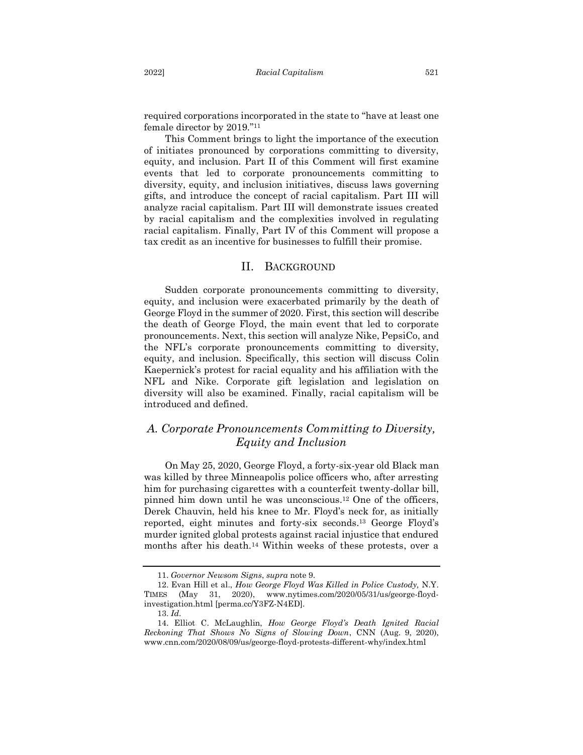required corporations incorporated in the state to "have at least one female director by 2019."[11]

This Comment brings to light the importance of the execution of initiates pronounced by corporations committing to diversity, equity, and inclusion. Part II of this Comment will first examine events that led to corporate pronouncements committing to diversity, equity, and inclusion initiatives, discuss laws governing gifts, and introduce the concept of racial capitalism. Part III will analyze racial capitalism. Part III will demonstrate issues created by racial capitalism and the complexities involved in regulating racial capitalism. Finally, Part IV of this Comment will propose a tax credit as an incentive for businesses to fulfill their promise.

## II. BACKGROUND

Sudden corporate pronouncements committing to diversity, equity, and inclusion were exacerbated primarily by the death of George Floyd in the summer of 2020. First, this section will describe the death of George Floyd, the main event that led to corporate pronouncements. Next, this section will analyze Nike, PepsiCo, and the NFL's corporate pronouncements committing to diversity, equity, and inclusion. Specifically, this section will discuss Colin Kaepernick's protest for racial equality and his affiliation with the NFL and Nike. Corporate gift legislation and legislation on diversity will also be examined. Finally, racial capitalism will be introduced and defined.

### *A. Corporate Pronouncements Committing to Diversity, Equity and Inclusion*

On May 25, 2020, George Floyd, a forty-six-year old Black man was killed by three Minneapolis police officers who, after arresting him for purchasing cigarettes with a counterfeit twenty-dollar bill, pinned him down until he was unconscious.[12] One of the officers, Derek Chauvin, held his knee to Mr. Floyd's neck for, as initially reported, eight minutes and forty-six seconds.[13] George Floyd's murder ignited global protests against racial injustice that endured months after his death.[14] Within weeks of these protests, over a

---

11. *Governor Newsom Signs*, *supra* note 9.

12. Evan Hill et al., *How George Floyd Was Killed in Police Custody,* N.Y. TIMES (May 31, 2020), www.nytimes.com/2020/05/31/us/george-floyd-investigation.html [perma.cc/Y3FZ-N4ED].

13. *Id.*

14. Elliot C. McLaughlin, *How George Floyd's Death Ignited Racial Reckoning That Shows No Signs of Slowing Down*, CNN (Aug. 9, 2020), www.cnn.com/2020/08/09/us/george-floyd-protests-different-why/index.html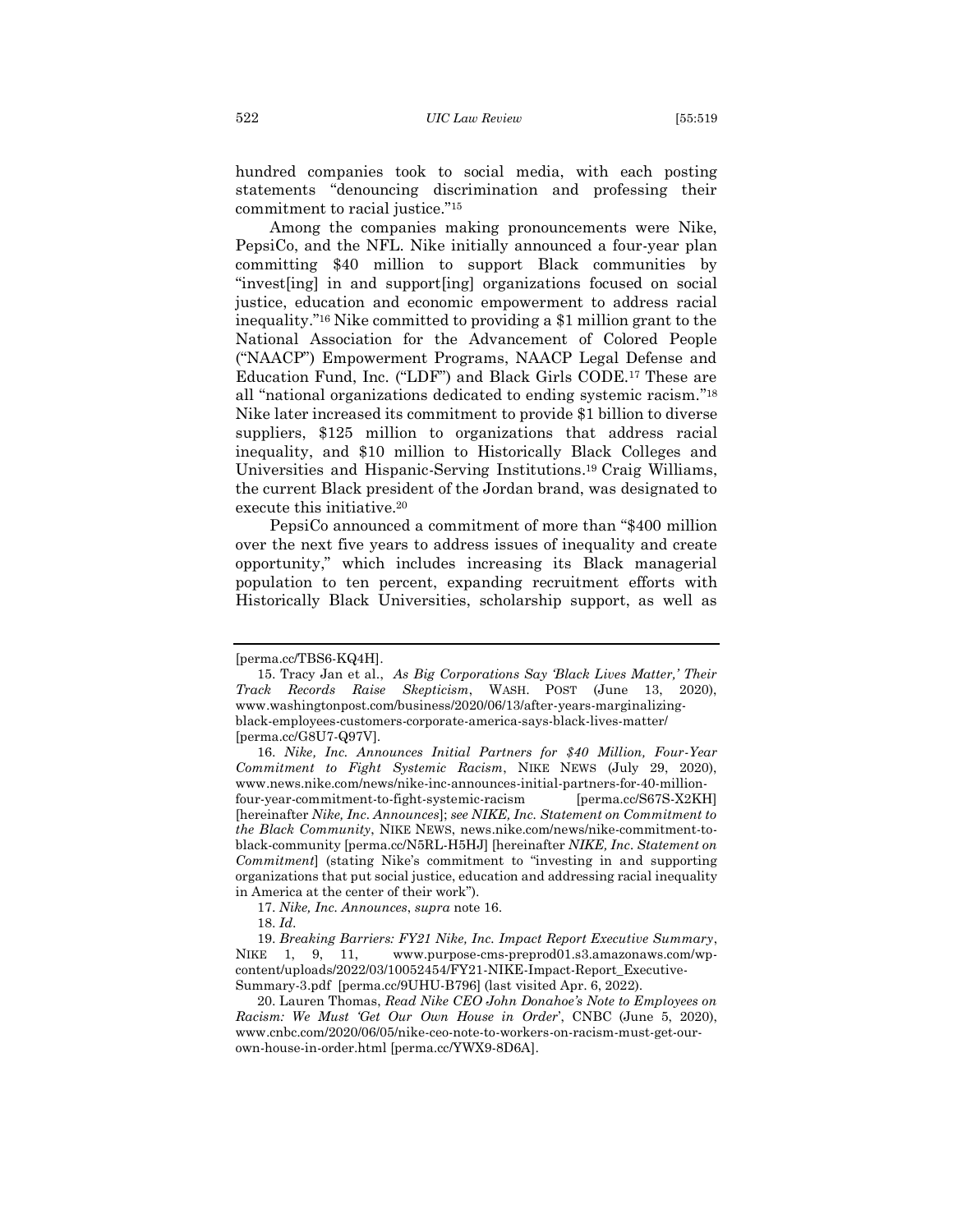hundred companies took to social media, with each posting statements "denouncing discrimination and professing their commitment to racial justice."[15]

Among the companies making pronouncements were Nike, PepsiCo, and the NFL. Nike initially announced a four-year plan committing $40 million to support Black communities by "invest[ing] in and support[ing] organizations focused on social justice, education and economic empowerment to address racial inequality."[16] Nike committed to providing a $1 million grant to the National Association for the Advancement of Colored People ("NAACP") Empowerment Programs, NAACP Legal Defense and Education Fund, Inc. ("LDF") and Black Girls CODE.[17] These are all "national organizations dedicated to ending systemic racism."[18] Nike later increased its commitment to provide $1 billion to diverse suppliers, $125 million to organizations that address racial inequality, and $10 million to Historically Black Colleges and Universities and Hispanic-Serving Institutions.[19] Craig Williams, the current Black president of the Jordan brand, was designated to execute this initiative.[20]

PepsiCo announced a commitment of more than "$400 million over the next five years to address issues of inequality and create opportunity," which includes increasing its Black managerial population to ten percent, expanding recruitment efforts with Historically Black Universities, scholarship support, as well as

---

[perma.cc/TBS6-KQ4H].

15. Tracy Jan et al., *As Big Corporations Say 'Black Lives Matter,' Their Track Records Raise Skepticism*, WASH. POST (June 13, 2020), www.washingtonpost.com/business/2020/06/13/after-years-marginalizing-black-employees-customers-corporate-america-says-black-lives-matter/ [perma.cc/G8U7-Q97V].

16. *Nike, Inc. Announces Initial Partners for $40 Million, Four-Year Commitment to Fight Systemic Racism*, NIKE NEWS (July 29, 2020), www.news.nike.com/news/nike-inc-announces-initial-partners-for-40-million-four-year-commitment-to-fight-systemic-racism [perma.cc/S67S-X2KH] [hereinafter *Nike, Inc. Announces*]; *see NIKE, Inc. Statement on Commitment to the Black Community*, NIKE NEWS, news.nike.com/news/nike-commitment-to-black-community [perma.cc/N5RL-H5HJ] [hereinafter *NIKE, Inc. Statement on Commitment*] (stating Nike's commitment to "investing in and supporting organizations that put social justice, education and addressing racial inequality in America at the center of their work").

17. *Nike, Inc. Announces*, *supra* note 16.

18. *Id*.

19. *Breaking Barriers: FY21 Nike, Inc. Impact Report Executive Summary*, NIKE 1, 9, 11, www.purpose-cms-preprod01.s3.amazonaws.com/wp-content/uploads/2022/03/10052454/FY21-NIKE-Impact-Report_Executive-Summary-3.pdf [perma.cc/9UHU-B796] (last visited Apr. 6, 2022).

20. Lauren Thomas, *Read Nike CEO John Donahoe's Note to Employees on Racism: We Must 'Get Our Own House in Order'*, CNBC (June 5, 2020), www.cnbc.com/2020/06/05/nike-ceo-note-to-workers-on-racism-must-get-our-own-house-in-order.html [perma.cc/YWX9-8D6A].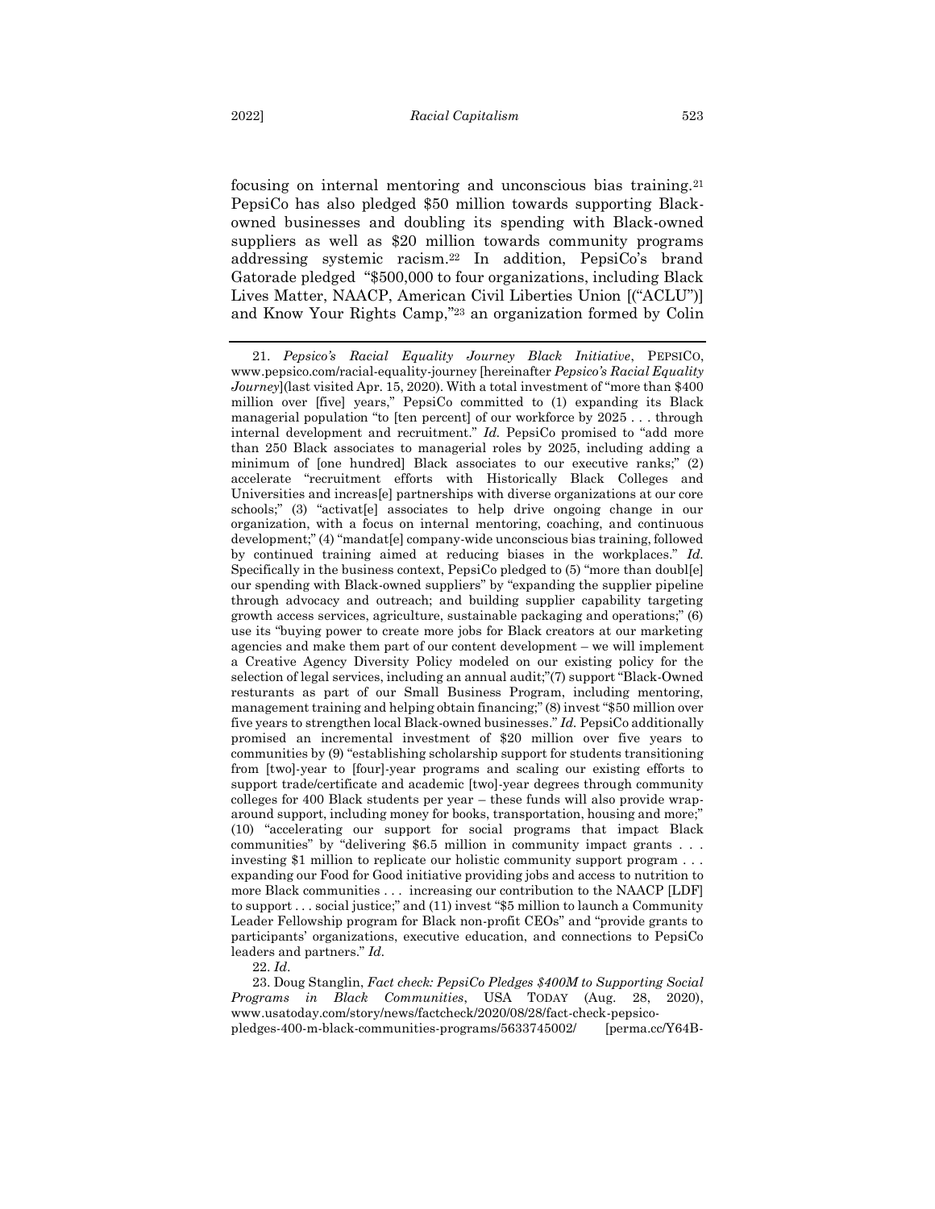focusing on internal mentoring and unconscious bias training.[21] PepsiCo has also pledged $50 million towards supporting Black-owned businesses and doubling its spending with Black-owned suppliers as well as $20 million towards community programs addressing systemic racism.[22] In addition, PepsiCo's brand Gatorade pledged "$500,000 to four organizations, including Black Lives Matter, NAACP, American Civil Liberties Union [("ACLU")] and Know Your Rights Camp,"[23] an organization formed by Colin

---

21. *Pepsico's Racial Equality Journey Black Initiative*, PEPSICO, www.pepsico.com/racial-equality-journey [hereinafter *Pepsico's Racial Equality Journey*](last visited Apr. 15, 2020). With a total investment of "more than $400 million over [five] years," PepsiCo committed to (1) expanding its Black managerial population "to [ten percent] of our workforce by 2025 . . . through internal development and recruitment." *Id.* PepsiCo promised to "add more than 250 Black associates to managerial roles by 2025, including adding a minimum of [one hundred] Black associates to our executive ranks;" (2) accelerate "recruitment efforts with Historically Black Colleges and Universities and increas[e] partnerships with diverse organizations at our core schools;" (3) "activat[e] associates to help drive ongoing change in our organization, with a focus on internal mentoring, coaching, and continuous development;" (4) "mandat[e] company-wide unconscious bias training, followed by continued training aimed at reducing biases in the workplaces." *Id.* Specifically in the business context, PepsiCo pledged to (5) "more than doubl[e] our spending with Black-owned suppliers" by "expanding the supplier pipeline through advocacy and outreach; and building supplier capability targeting growth access services, agriculture, sustainable packaging and operations;" (6) use its "buying power to create more jobs for Black creators at our marketing agencies and make them part of our content development – we will implement a Creative Agency Diversity Policy modeled on our existing policy for the selection of legal services, including an annual audit;"(7) support "Black-Owned resturants as part of our Small Business Program, including mentoring, management training and helping obtain financing;" (8) invest "$50 million over five years to strengthen local Black-owned businesses." *Id.* PepsiCo additionally promised an incremental investment of $20 million over five years to communities by (9) "establishing scholarship support for students transitioning from [two]-year to [four]-year programs and scaling our existing efforts to support trade/certificate and academic [two]-year degrees through community colleges for 400 Black students per year – these funds will also provide wrap-around support, including money for books, transportation, housing and more;" (10) "accelerating our support for social programs that impact Black communities" by "delivering $6.5 million in community impact grants . . . investing $1 million to replicate our holistic community support program . . . expanding our Food for Good initiative providing jobs and access to nutrition to more Black communities . . . increasing our contribution to the NAACP [LDF] to support . . . social justice;" and (11) invest "$5 million to launch a Community Leader Fellowship program for Black non-profit CEOs" and "provide grants to participants' organizations, executive education, and connections to PepsiCo leaders and partners." *Id.*

22. *Id*.

23. Doug Stanglin, *Fact check: PepsiCo Pledges $400M to Supporting Social Programs in Black Communities*, USA TODAY (Aug. 28, 2020), www.usatoday.com/story/news/factcheck/2020/08/28/fact-check-pepsico-pledges-400-m-black-communities-programs/5633745002/ [perma.cc/Y64B-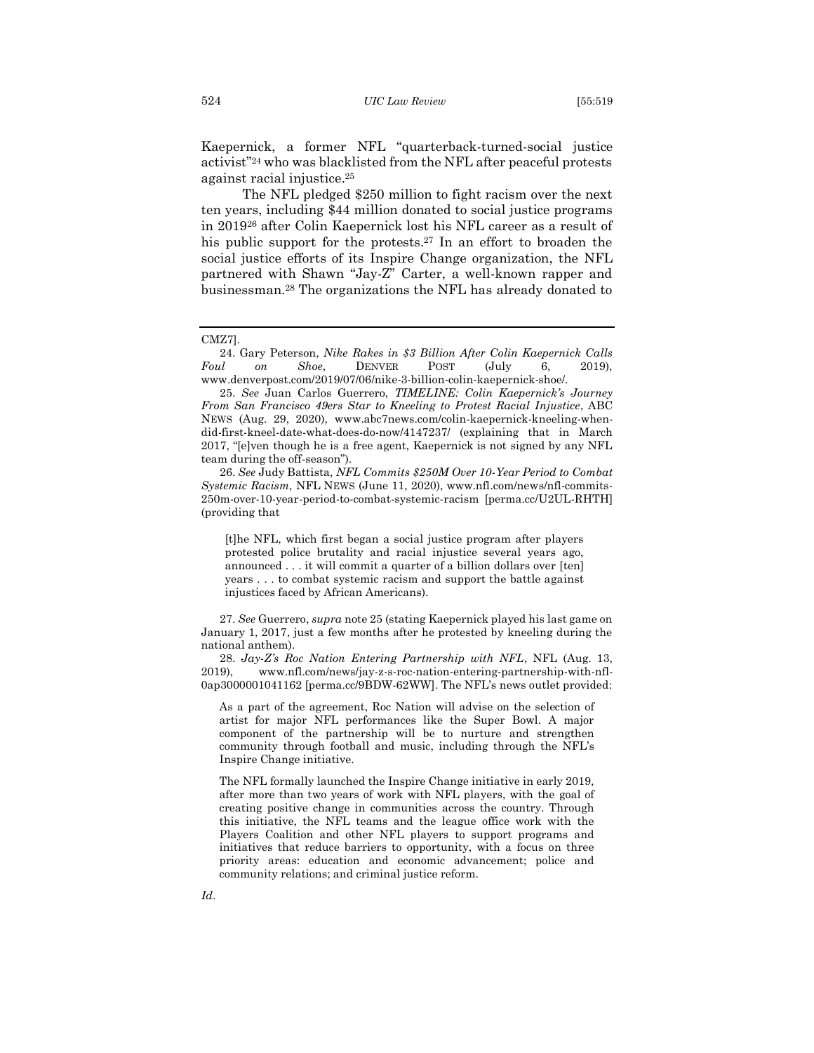Kaepernick, a former NFL "quarterback-turned-social justice activist"[24] who was blacklisted from the NFL after peaceful protests against racial injustice.[25]

The NFL pledged $250 million to fight racism over the next ten years, including $44 million donated to social justice programs in 2019[26] after Colin Kaepernick lost his NFL career as a result of his public support for the protests.[27] In an effort to broaden the social justice efforts of its Inspire Change organization, the NFL partnered with Shawn "Jay-Z" Carter, a well-known rapper and businessman.[28] The organizations the NFL has already donated to

---

CMZ7].

24. Gary Peterson, *Nike Rakes in $3 Billion After Colin Kaepernick Calls Foul on Shoe*, DENVER POST (July 6, 2019), www.denverpost.com/2019/07/06/nike-3-billion-colin-kaepernick-shoe/.

25. *See* Juan Carlos Guerrero, *TIMELINE: Colin Kaepernick's Journey From San Francisco 49ers Star to Kneeling to Protest Racial Injustice*, ABC NEWS (Aug. 29, 2020), www.abc7news.com/colin-kaepernick-kneeling-when-did-first-kneel-date-what-does-do-now/4147237/ (explaining that in March 2017, "[e]ven though he is a free agent, Kaepernick is not signed by any NFL team during the off-season").

26. *See* Judy Battista, *NFL Commits $250M Over 10-Year Period to Combat Systemic Racism*, NFL NEWS (June 11, 2020), www.nfl.com/news/nfl-commits-250m-over-10-year-period-to-combat-systemic-racism [perma.cc/U2UL-RHTH] (providing that

> [t]he NFL, which first began a social justice program after players protested police brutality and racial injustice several years ago, announced . . . it will commit a quarter of a billion dollars over [ten] years . . . to combat systemic racism and support the battle against injustices faced by African Americans).

27. *See* Guerrero, *supra* note 25 (stating Kaepernick played his last game on January 1, 2017, just a few months after he protested by kneeling during the national anthem).

28. *Jay-Z's Roc Nation Entering Partnership with NFL*, NFL (Aug. 13, 2019), www.nfl.com/news/jay-z-s-roc-nation-entering-partnership-with-nfl-0ap3000001041162 [perma.cc/9BDW-62WW]. The NFL's news outlet provided:

> As a part of the agreement, Roc Nation will advise on the selection of artist for major NFL performances like the Super Bowl. A major component of the partnership will be to nurture and strengthen community through football and music, including through the NFL's Inspire Change initiative.
>
> The NFL formally launched the Inspire Change initiative in early 2019, after more than two years of work with NFL players, with the goal of creating positive change in communities across the country. Through this initiative, the NFL teams and the league office work with the Players Coalition and other NFL players to support programs and initiatives that reduce barriers to opportunity, with a focus on three priority areas: education and economic advancement; police and community relations; and criminal justice reform.

*Id*.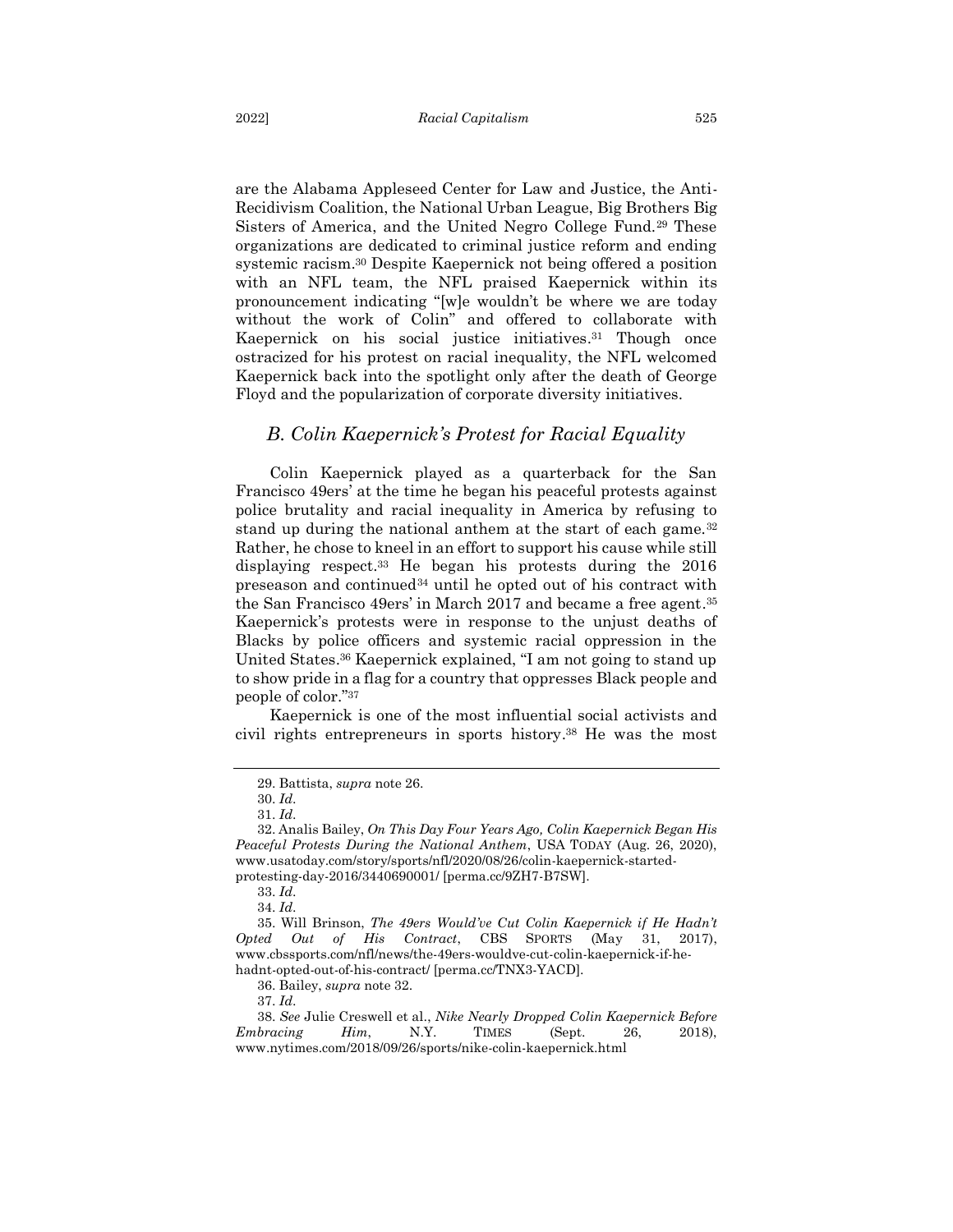are the Alabama Appleseed Center for Law and Justice, the Anti-Recidivism Coalition, the National Urban League, Big Brothers Big Sisters of America, and the United Negro College Fund.[29] These organizations are dedicated to criminal justice reform and ending systemic racism.[30] Despite Kaepernick not being offered a position with an NFL team, the NFL praised Kaepernick within its pronouncement indicating "[w]e wouldn't be where we are today without the work of Colin" and offered to collaborate with Kaepernick on his social justice initiatives.[31] Though once ostracized for his protest on racial inequality, the NFL welcomed Kaepernick back into the spotlight only after the death of George Floyd and the popularization of corporate diversity initiatives.

### *B. Colin Kaepernick's Protest for Racial Equality*

Colin Kaepernick played as a quarterback for the San Francisco 49ers' at the time he began his peaceful protests against police brutality and racial inequality in America by refusing to stand up during the national anthem at the start of each game.[32] Rather, he chose to kneel in an effort to support his cause while still displaying respect.[33] He began his protests during the 2016 preseason and continued[34] until he opted out of his contract with the San Francisco 49ers' in March 2017 and became a free agent.[35] Kaepernick's protests were in response to the unjust deaths of Blacks by police officers and systemic racial oppression in the United States.[36] Kaepernick explained, "I am not going to stand up to show pride in a flag for a country that oppresses Black people and people of color."[37]

Kaepernick is one of the most influential social activists and civil rights entrepreneurs in sports history.[38] He was the most

---

29. Battista, *supra* note 26.

30. *Id.*

31. *Id.*

32. Analis Bailey, *On This Day Four Years Ago, Colin Kaepernick Began His Peaceful Protests During the National Anthem*, USA TODAY (Aug. 26, 2020), www.usatoday.com/story/sports/nfl/2020/08/26/colin-kaepernick-started-protesting-day-2016/3440690001/ [perma.cc/9ZH7-B7SW].

33. *Id.*

34. *Id.*

35. Will Brinson, *The 49ers Would've Cut Colin Kaepernick if He Hadn't Opted Out of His Contract*, CBS SPORTS (May 31, 2017), www.cbssports.com/nfl/news/the-49ers-wouldve-cut-colin-kaepernick-if-he-hadnt-opted-out-of-his-contract/ [perma.cc/TNX3-YACD].

36. Bailey, *supra* note 32.

37. *Id.*

38. *See* Julie Creswell et al., *Nike Nearly Dropped Colin Kaepernick Before Embracing Him*, N.Y. TIMES (Sept. 26, 2018), www.nytimes.com/2018/09/26/sports/nike-colin-kaepernick.html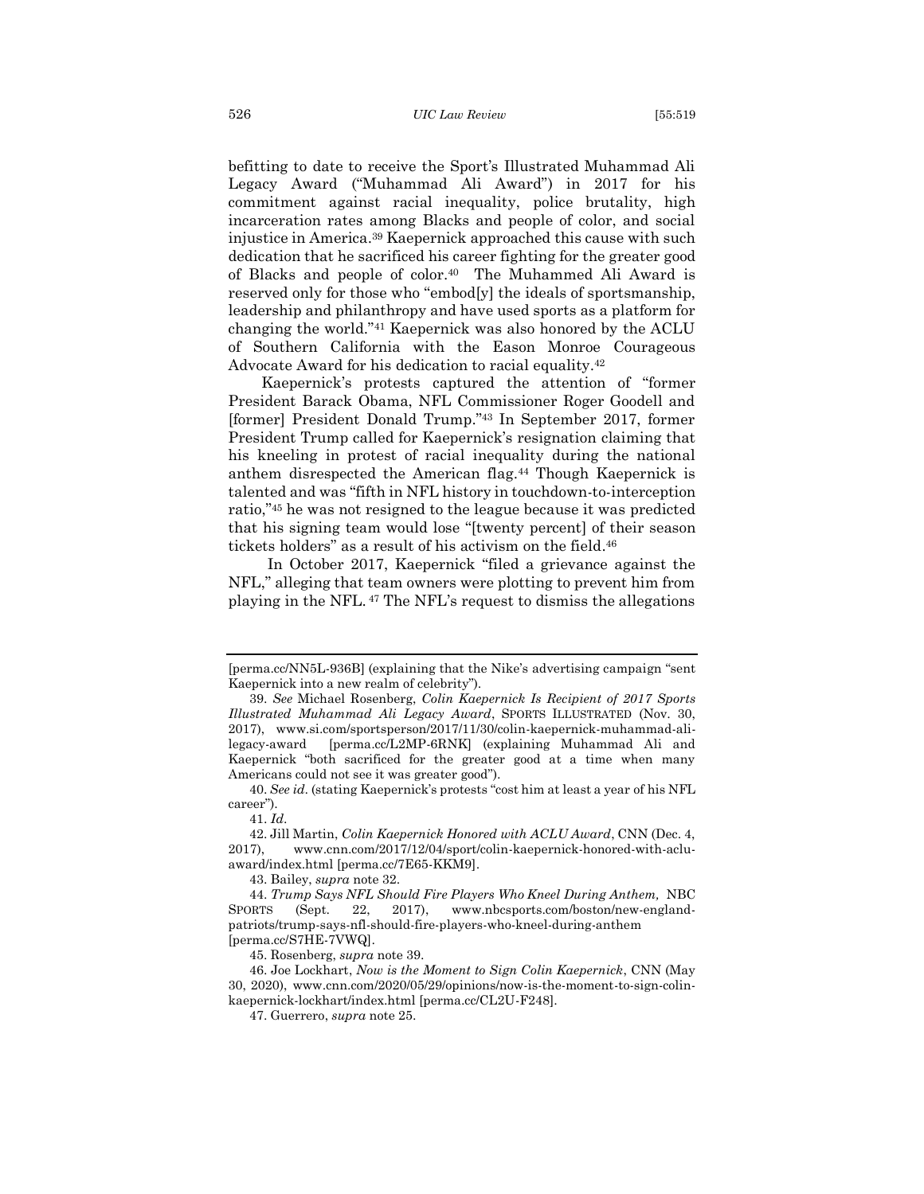befitting to date to receive the Sport's Illustrated Muhammad Ali Legacy Award ("Muhammad Ali Award") in 2017 for his commitment against racial inequality, police brutality, high incarceration rates among Blacks and people of color, and social injustice in America.[39] Kaepernick approached this cause with such dedication that he sacrificed his career fighting for the greater good of Blacks and people of color.[40] The Muhammed Ali Award is reserved only for those who "embod[y] the ideals of sportsmanship, leadership and philanthropy and have used sports as a platform for changing the world."[41] Kaepernick was also honored by the ACLU of Southern California with the Eason Monroe Courageous Advocate Award for his dedication to racial equality.[42]

Kaepernick's protests captured the attention of "former President Barack Obama, NFL Commissioner Roger Goodell and [former] President Donald Trump."[43] In September 2017, former President Trump called for Kaepernick's resignation claiming that his kneeling in protest of racial inequality during the national anthem disrespected the American flag.[44] Though Kaepernick is talented and was "fifth in NFL history in touchdown-to-interception ratio,"[45] he was not resigned to the league because it was predicted that his signing team would lose "[twenty percent] of their season tickets holders" as a result of his activism on the field.[46]

In October 2017, Kaepernick "filed a grievance against the NFL," alleging that team owners were plotting to prevent him from playing in the NFL.[47] The NFL's request to dismiss the allegations

---

[perma.cc/NN5L-936B] (explaining that the Nike's advertising campaign "sent Kaepernick into a new realm of celebrity").

39. *See* Michael Rosenberg, *Colin Kaepernick Is Recipient of 2017 Sports Illustrated Muhammad Ali Legacy Award*, SPORTS ILLUSTRATED (Nov. 30, 2017), www.si.com/sportsperson/2017/11/30/colin-kaepernick-muhammad-ali-legacy-award [perma.cc/L2MP-6RNK] (explaining Muhammad Ali and Kaepernick "both sacrificed for the greater good at a time when many Americans could not see it was greater good").

40. *See id*. (stating Kaepernick's protests "cost him at least a year of his NFL career").

41. *Id*.

42. Jill Martin, *Colin Kaepernick Honored with ACLU Award*, CNN (Dec. 4, 2017), www.cnn.com/2017/12/04/sport/colin-kaepernick-honored-with-aclu-award/index.html [perma.cc/7E65-KKM9].

43. Bailey, *supra* note 32.

44. *Trump Says NFL Should Fire Players Who Kneel During Anthem,* NBC SPORTS (Sept. 22, 2017), www.nbcsports.com/boston/new-england-patriots/trump-says-nfl-should-fire-players-who-kneel-during-anthem [perma.cc/S7HE-7VWQ].

45. Rosenberg, *supra* note 39.

46. Joe Lockhart, *Now is the Moment to Sign Colin Kaepernick*, CNN (May 30, 2020), www.cnn.com/2020/05/29/opinions/now-is-the-moment-to-sign-colin-kaepernick-lockhart/index.html [perma.cc/CL2U-F248].

47. Guerrero, *supra* note 25.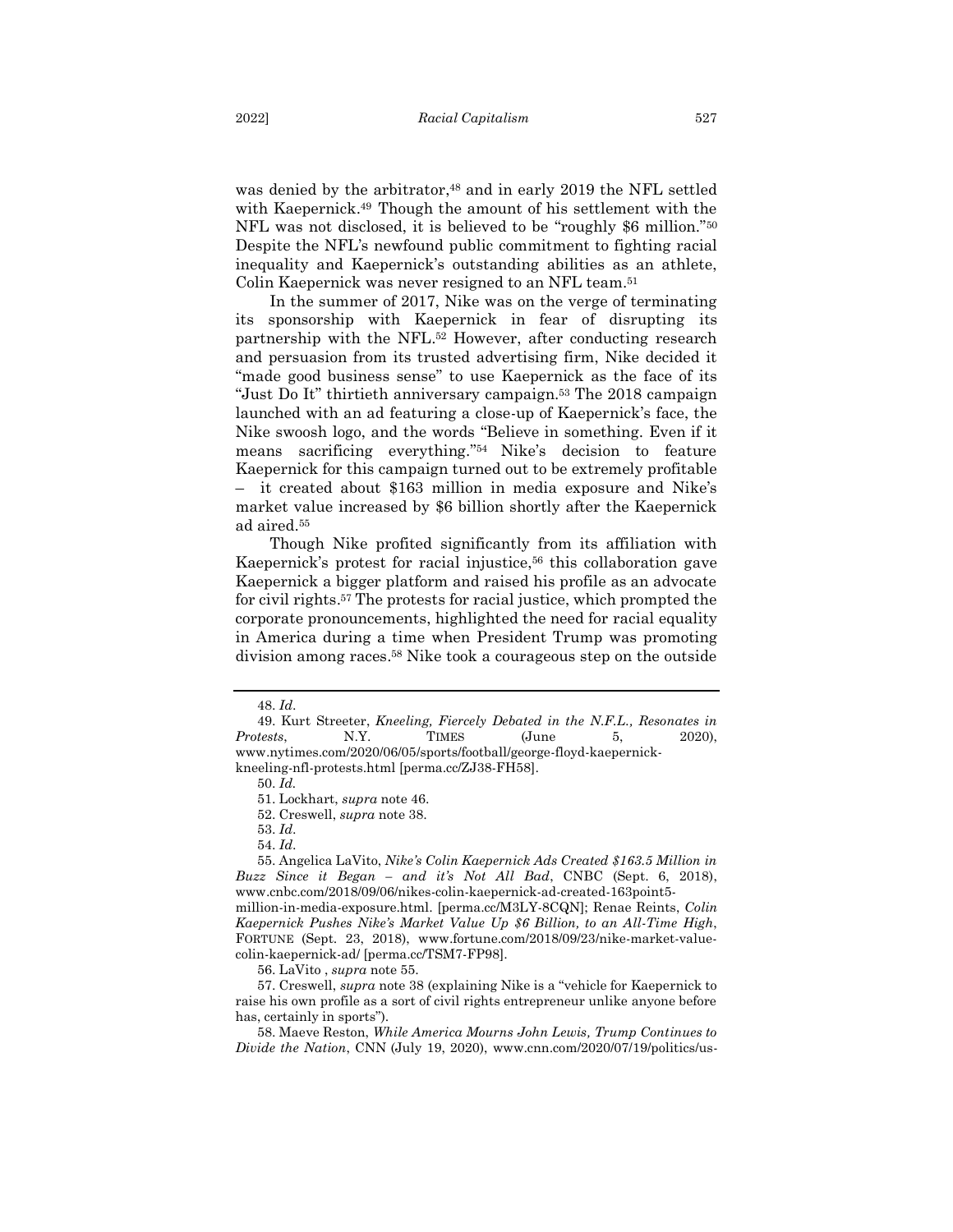was denied by the arbitrator,[48] and in early 2019 the NFL settled with Kaepernick.[49] Though the amount of his settlement with the NFL was not disclosed, it is believed to be "roughly $6 million."[50] Despite the NFL's newfound public commitment to fighting racial inequality and Kaepernick's outstanding abilities as an athlete, Colin Kaepernick was never resigned to an NFL team.[51]

In the summer of 2017, Nike was on the verge of terminating its sponsorship with Kaepernick in fear of disrupting its partnership with the NFL.[52] However, after conducting research and persuasion from its trusted advertising firm, Nike decided it "made good business sense" to use Kaepernick as the face of its "Just Do It" thirtieth anniversary campaign.[53] The 2018 campaign launched with an ad featuring a close-up of Kaepernick's face, the Nike swoosh logo, and the words "Believe in something. Even if it means sacrificing everything."[54] Nike's decision to feature Kaepernick for this campaign turned out to be extremely profitable – it created about $163 million in media exposure and Nike's market value increased by $6 billion shortly after the Kaepernick ad aired.[55]

Though Nike profited significantly from its affiliation with Kaepernick's protest for racial injustice,[56] this collaboration gave Kaepernick a bigger platform and raised his profile as an advocate for civil rights.[57] The protests for racial justice, which prompted the corporate pronouncements, highlighted the need for racial equality in America during a time when President Trump was promoting division among races.[58] Nike took a courageous step on the outside

---

48. *Id*.

49. Kurt Streeter, *Kneeling, Fiercely Debated in the N.F.L., Resonates in Protests*, N.Y. TIMES (June 5, 2020), www.nytimes.com/2020/06/05/sports/football/george-floyd-kaepernick-kneeling-nfl-protests.html [perma.cc/ZJ38-FH58].

50. *Id.*

51. Lockhart, *supra* note 46.

52. Creswell, *supra* note 38.

53. *Id*.

54. *Id*.

55. Angelica LaVito, *Nike's Colin Kaepernick Ads Created $163.5 Million in Buzz Since it Began – and it's Not All Bad*, CNBC (Sept. 6, 2018), www.cnbc.com/2018/09/06/nikes-colin-kaepernick-ad-created-163point5-million-in-media-exposure.html. [perma.cc/M3LY-8CQN]; Renae Reints, *Colin Kaepernick Pushes Nike's Market Value Up $6 Billion, to an All-Time High*, FORTUNE (Sept. 23, 2018), www.fortune.com/2018/09/23/nike-market-value-colin-kaepernick-ad/ [perma.cc/TSM7-FP98].

56. LaVito , *supra* note 55.

57. Creswell, *supra* note 38 (explaining Nike is a "vehicle for Kaepernick to raise his own profile as a sort of civil rights entrepreneur unlike anyone before has, certainly in sports").

58. Maeve Reston, *While America Mourns John Lewis, Trump Continues to Divide the Nation*, CNN (July 19, 2020), www.cnn.com/2020/07/19/politics/us-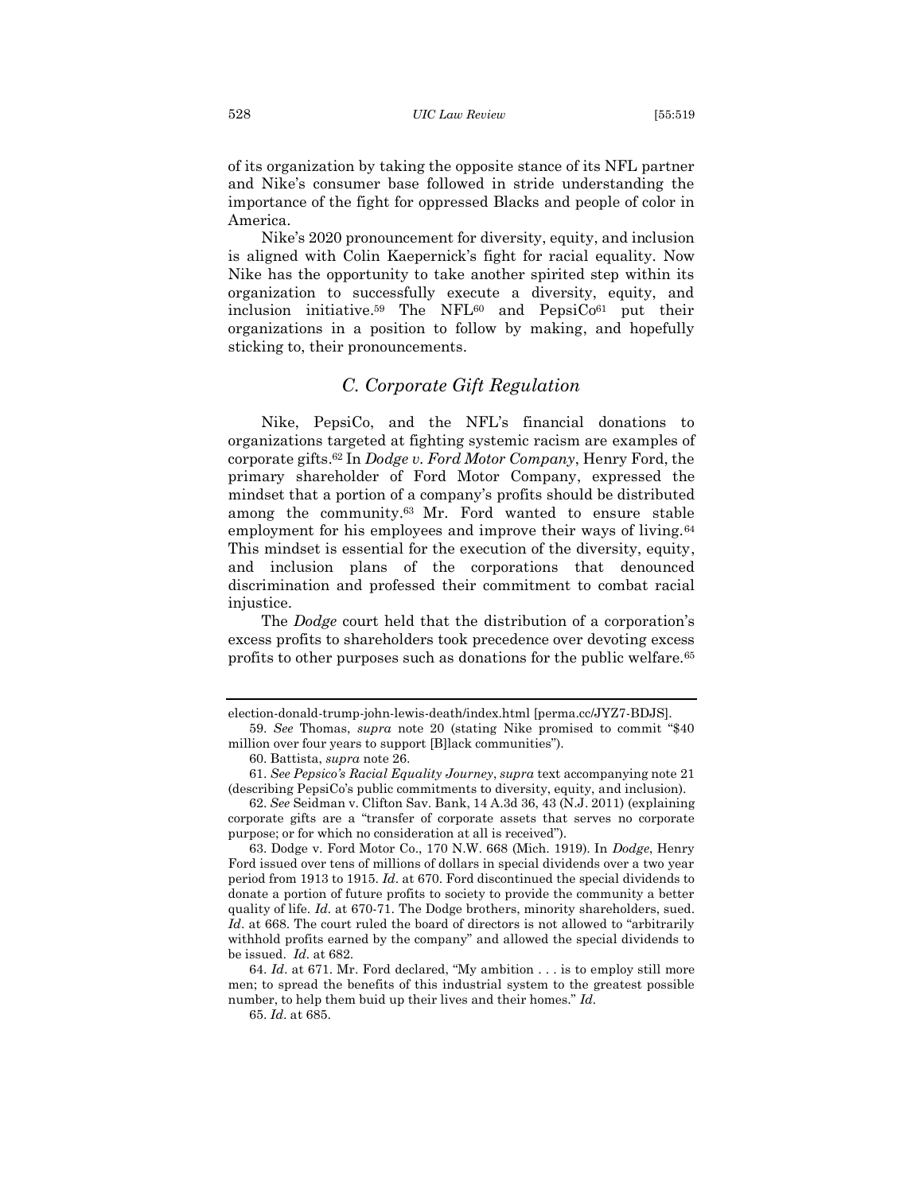of its organization by taking the opposite stance of its NFL partner and Nike's consumer base followed in stride understanding the importance of the fight for oppressed Blacks and people of color in America.

Nike's 2020 pronouncement for diversity, equity, and inclusion is aligned with Colin Kaepernick's fight for racial equality. Now Nike has the opportunity to take another spirited step within its organization to successfully execute a diversity, equity, and inclusion initiative.[59] The NFL[60] and PepsiCo[61] put their organizations in a position to follow by making, and hopefully sticking to, their pronouncements.

## *C. Corporate Gift Regulation*

Nike, PepsiCo, and the NFL's financial donations to organizations targeted at fighting systemic racism are examples of corporate gifts.[62] In *Dodge v. Ford Motor Company*, Henry Ford, the primary shareholder of Ford Motor Company, expressed the mindset that a portion of a company's profits should be distributed among the community.[63] Mr. Ford wanted to ensure stable employment for his employees and improve their ways of living.[64] This mindset is essential for the execution of the diversity, equity, and inclusion plans of the corporations that denounced discrimination and professed their commitment to combat racial injustice.

The *Dodge* court held that the distribution of a corporation's excess profits to shareholders took precedence over devoting excess profits to other purposes such as donations for the public welfare.[65]

---

election-donald-trump-john-lewis-death/index.html [perma.cc/JYZ7-BDJS].

59. *See* Thomas, *supra* note 20 (stating Nike promised to commit "$40 million over four years to support [B]lack communities").

60. Battista, *supra* note 26.

61. *See Pepsico's Racial Equality Journey*, *supra* text accompanying note 21 (describing PepsiCo's public commitments to diversity, equity, and inclusion).

62. *See* Seidman v. Clifton Sav. Bank, 14 A.3d 36, 43 (N.J. 2011) (explaining corporate gifts are a "transfer of corporate assets that serves no corporate purpose; or for which no consideration at all is received").

63. Dodge v. Ford Motor Co., 170 N.W. 668 (Mich. 1919). In *Dodge*, Henry Ford issued over tens of millions of dollars in special dividends over a two year period from 1913 to 1915. *Id*. at 670. Ford discontinued the special dividends to donate a portion of future profits to society to provide the community a better quality of life. *Id.* at 670-71. The Dodge brothers, minority shareholders, sued. *Id*. at 668. The court ruled the board of directors is not allowed to "arbitrarily withhold profits earned by the company" and allowed the special dividends to be issued. *Id.* at 682.

64. *Id*. at 671. Mr. Ford declared, "My ambition . . . is to employ still more men; to spread the benefits of this industrial system to the greatest possible number, to help them buid up their lives and their homes." *Id.*

65. *Id*. at 685.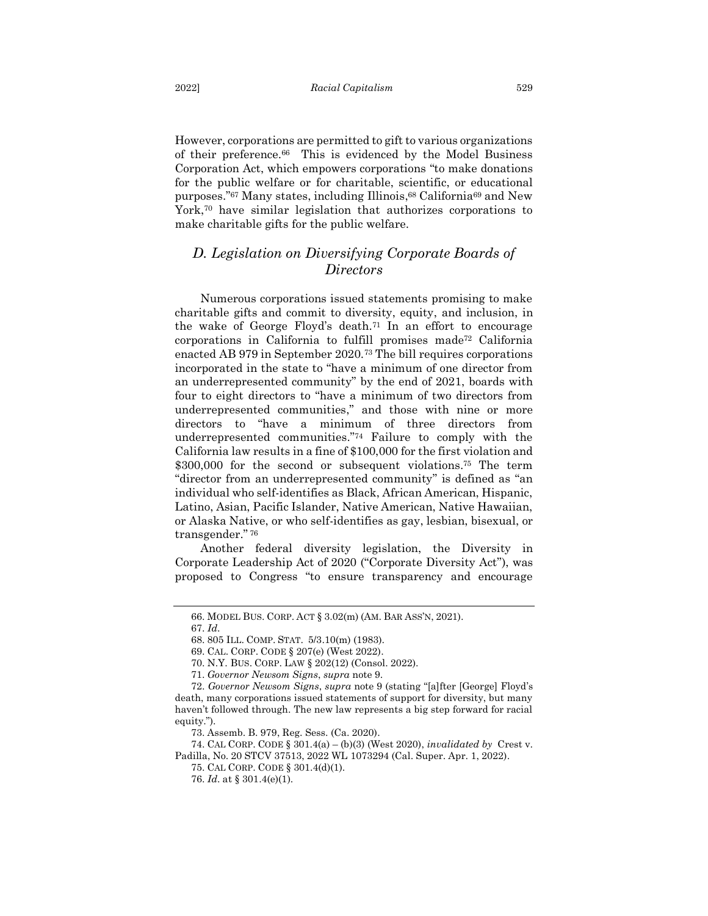However, corporations are permitted to gift to various organizations of their preference.[66] This is evidenced by the Model Business Corporation Act, which empowers corporations "to make donations for the public welfare or for charitable, scientific, or educational purposes."[67] Many states, including Illinois,[68] California[69] and New York,[70] have similar legislation that authorizes corporations to make charitable gifts for the public welfare.

## *D. Legislation on Diversifying Corporate Boards of Directors*

Numerous corporations issued statements promising to make charitable gifts and commit to diversity, equity, and inclusion, in the wake of George Floyd's death.[71] In an effort to encourage corporations in California to fulfill promises made[72] California enacted AB 979 in September 2020.[73] The bill requires corporations incorporated in the state to "have a minimum of one director from an underrepresented community" by the end of 2021, boards with four to eight directors to "have a minimum of two directors from underrepresented communities," and those with nine or more directors to "have a minimum of three directors from underrepresented communities."[74] Failure to comply with the California law results in a fine of $100,000 for the first violation and $300,000 for the second or subsequent violations.[75] The term "director from an underrepresented community" is defined as "an individual who self-identifies as Black, African American, Hispanic, Latino, Asian, Pacific Islander, Native American, Native Hawaiian, or Alaska Native, or who self-identifies as gay, lesbian, bisexual, or transgender."[76]

Another federal diversity legislation, the Diversity in Corporate Leadership Act of 2020 ("Corporate Diversity Act"), was proposed to Congress "to ensure transparency and encourage

---

66. MODEL BUS. CORP. ACT § 3.02(m) (AM. BAR ASS'N, 2021).

67. *Id.*

68. 805 ILL. COMP. STAT. 5/3.10(m) (1983).

69. CAL. CORP. CODE § 207(e) (West 2022).

70. N.Y. BUS. CORP. LAW § 202(12) (Consol. 2022).

71. *Governor Newsom Signs*, *supra* note 9.

72. *Governor Newsom Signs*, *supra* note 9 (stating "[a]fter [George] Floyd's death, many corporations issued statements of support for diversity, but many haven't followed through. The new law represents a big step forward for racial equity.").

73. Assemb. B. 979, Reg. Sess. (Ca. 2020).

74. CAL CORP. CODE § 301.4(a) – (b)(3) (West 2020), *invalidated by* Crest v. Padilla, No. 20 STCV 37513, 2022 WL 1073294 (Cal. Super. Apr. 1, 2022).

75. CAL CORP. CODE § 301.4(d)(1).

76. *Id*. at § 301.4(e)(1).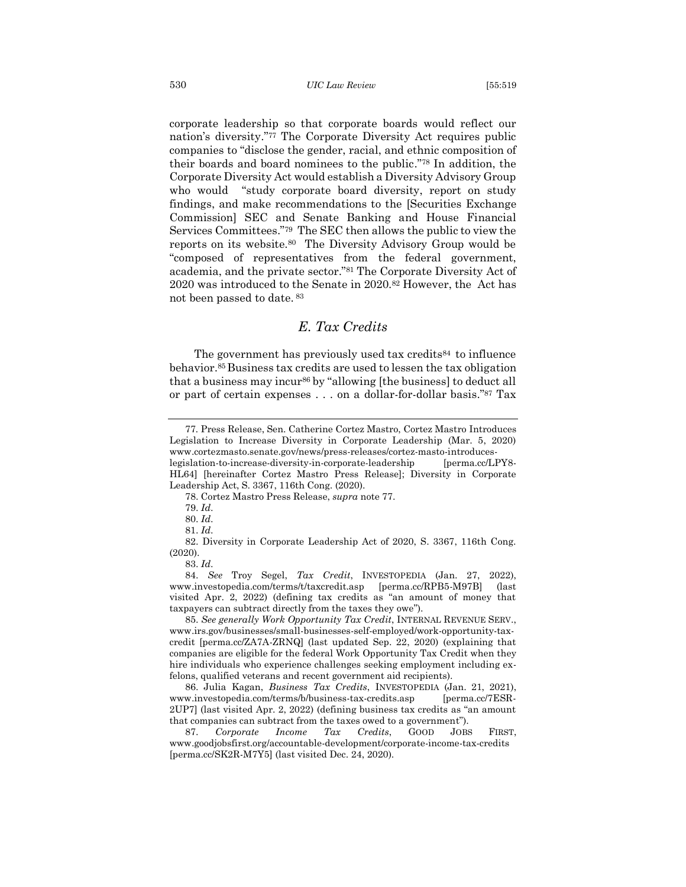corporate leadership so that corporate boards would reflect our nation's diversity."[77] The Corporate Diversity Act requires public companies to "disclose the gender, racial, and ethnic composition of their boards and board nominees to the public."[78] In addition, the Corporate Diversity Act would establish a Diversity Advisory Group who would "study corporate board diversity, report on study findings, and make recommendations to the [Securities Exchange Commission] SEC and Senate Banking and House Financial Services Committees."[79] The SEC then allows the public to view the reports on its website.[80] The Diversity Advisory Group would be "composed of representatives from the federal government, academia, and the private sector."[81] The Corporate Diversity Act of 2020 was introduced to the Senate in 2020.[82] However, the Act has not been passed to date.[83]

## *E. Tax Credits*

The government has previously used tax credits[84] to influence behavior.[85] Business tax credits are used to lessen the tax obligation that a business may incur[86] by "allowing [the business] to deduct all or part of certain expenses . . . on a dollar-for-dollar basis."[87] Tax

---

77. Press Release, Sen. Catherine Cortez Mastro, Cortez Mastro Introduces Legislation to Increase Diversity in Corporate Leadership (Mar. 5, 2020) www.cortezmasto.senate.gov/news/press-releases/cortez-masto-introduces-legislation-to-increase-diversity-in-corporate-leadership [perma.cc/LPY8-HL64] [hereinafter Cortez Mastro Press Release]; Diversity in Corporate Leadership Act, S. 3367, 116th Cong. (2020).

78. Cortez Mastro Press Release, *supra* note 77.

79. *Id*.

80. *Id*.

81. *Id*.

82. Diversity in Corporate Leadership Act of 2020, S. 3367, 116th Cong. (2020).

83. *Id*.

84. *See* Troy Segel, *Tax Credit*, INVESTOPEDIA (Jan. 27, 2022), www.investopedia.com/terms/t/taxcredit.asp [perma.cc/RPB5-M97B] (last visited Apr. 2, 2022) (defining tax credits as "an amount of money that taxpayers can subtract directly from the taxes they owe").

85. *See generally Work Opportunity Tax Credit*, INTERNAL REVENUE SERV., www.irs.gov/businesses/small-businesses-self-employed/work-opportunity-tax-credit [perma.cc/ZA7A-ZRNQ] (last updated Sep. 22, 2020) (explaining that companies are eligible for the federal Work Opportunity Tax Credit when they hire individuals who experience challenges seeking employment including ex-felons, qualified veterans and recent government aid recipients).

86. Julia Kagan, *Business Tax Credits*, INVESTOPEDIA (Jan. 21, 2021), www.investopedia.com/terms/b/business-tax-credits.asp [perma.cc/7ESR-2UP7] (last visited Apr. 2, 2022) (defining business tax credits as "an amount that companies can subtract from the taxes owed to a government").

87. *Corporate Income Tax Credits*, GOOD JOBS FIRST, www.goodjobsfirst.org/accountable-development/corporate-income-tax-credits [perma.cc/SK2R-M7Y5] (last visited Dec. 24, 2020).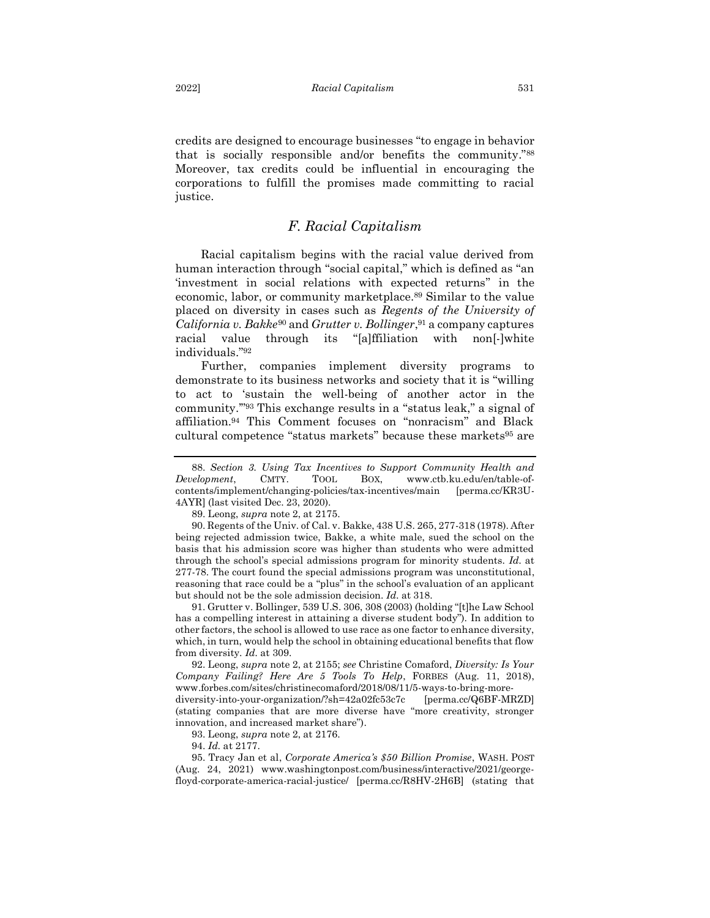credits are designed to encourage businesses "to engage in behavior that is socially responsible and/or benefits the community."[88] Moreover, tax credits could be influential in encouraging the corporations to fulfill the promises made committing to racial justice.

### *F. Racial Capitalism*

Racial capitalism begins with the racial value derived from human interaction through "social capital," which is defined as "an 'investment in social relations with expected returns" in the economic, labor, or community marketplace.[89] Similar to the value placed on diversity in cases such as *Regents of the University of California v. Bakke*[90] and *Grutter v. Bollinger*,[91] a company captures racial value through its "[a]ffiliation with non[-]white individuals."[92]

Further, companies implement diversity programs to demonstrate to its business networks and society that it is "willing to act to 'sustain the well-being of another actor in the community.'"[93] This exchange results in a "status leak," a signal of affiliation.[94] This Comment focuses on "nonracism" and Black cultural competence "status markets" because these markets[95] are

---

88. *Section 3. Using Tax Incentives to Support Community Health and Development*, CMTY. TOOL BOX, www.ctb.ku.edu/en/table-of-contents/implement/changing-policies/tax-incentives/main [perma.cc/KR3U-4AYR] (last visited Dec. 23, 2020).

89. Leong, *supra* note 2, at 2175.

90. Regents of the Univ. of Cal. v. Bakke, 438 U.S. 265, 277-318 (1978). After being rejected admission twice, Bakke, a white male, sued the school on the basis that his admission score was higher than students who were admitted through the school's special admissions program for minority students. *Id.* at 277-78. The court found the special admissions program was unconstitutional, reasoning that race could be a "plus" in the school's evaluation of an applicant but should not be the sole admission decision. *Id.* at 318.

91. Grutter v. Bollinger, 539 U.S. 306, 308 (2003) (holding "[t]he Law School has a compelling interest in attaining a diverse student body"). In addition to other factors, the school is allowed to use race as one factor to enhance diversity, which, in turn, would help the school in obtaining educational benefits that flow from diversity. *Id.* at 309.

92. Leong, *supra* note 2, at 2155; *see* Christine Comaford, *Diversity: Is Your Company Failing? Here Are 5 Tools To Help*, FORBES (Aug. 11, 2018), www.forbes.com/sites/christinecomaford/2018/08/11/5-ways-to-bring-more-diversity-into-your-organization/?sh=42a02fc53c7c [perma.cc/Q6BF-MRZD] (stating companies that are more diverse have "more creativity, stronger innovation, and increased market share").

93. Leong, *supra* note 2, at 2176.

94. *Id.* at 2177.

95. Tracy Jan et al, *Corporate America's $50 Billion Promise*, WASH. POST (Aug. 24, 2021) www.washingtonpost.com/business/interactive/2021/george-floyd-corporate-america-racial-justice/ [perma.cc/R8HV-2H6B] (stating that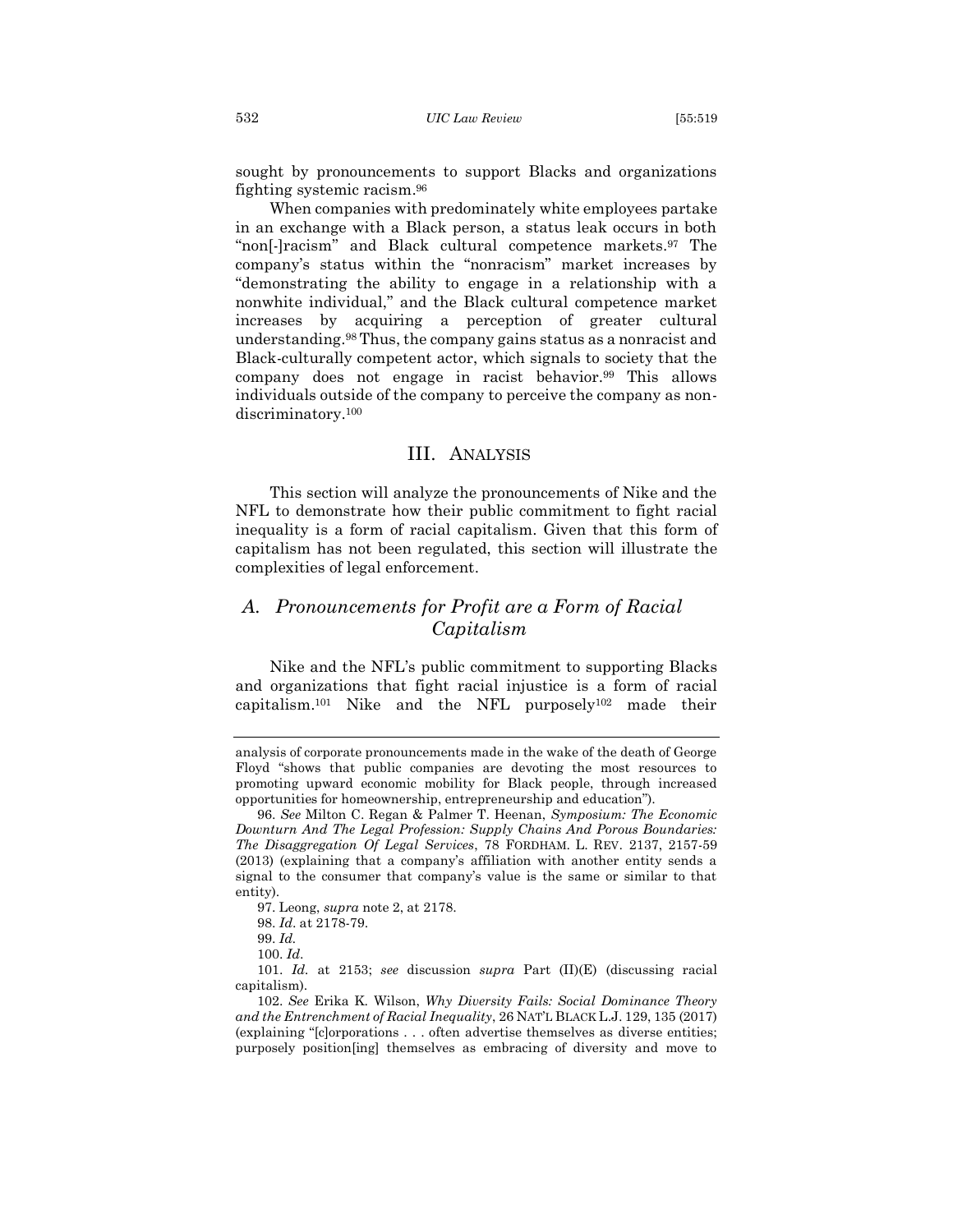sought by pronouncements to support Blacks and organizations fighting systemic racism.[96]

When companies with predominately white employees partake in an exchange with a Black person, a status leak occurs in both "non[-]racism" and Black cultural competence markets.[97] The company's status within the "nonracism" market increases by "demonstrating the ability to engage in a relationship with a nonwhite individual," and the Black cultural competence market increases by acquiring a perception of greater cultural understanding.[98] Thus, the company gains status as a nonracist and Black-culturally competent actor, which signals to society that the company does not engage in racist behavior.[99] This allows individuals outside of the company to perceive the company as non-discriminatory.[100]

## III. ANALYSIS

This section will analyze the pronouncements of Nike and the NFL to demonstrate how their public commitment to fight racial inequality is a form of racial capitalism. Given that this form of capitalism has not been regulated, this section will illustrate the complexities of legal enforcement.

### A. *Pronouncements for Profit are a Form of Racial Capitalism*

Nike and the NFL's public commitment to supporting Blacks and organizations that fight racial injustice is a form of racial capitalism.[101] Nike and the NFL purposely[102] made their

---

analysis of corporate pronouncements made in the wake of the death of George Floyd "shows that public companies are devoting the most resources to promoting upward economic mobility for Black people, through increased opportunities for homeownership, entrepreneurship and education").

96. *See* Milton C. Regan & Palmer T. Heenan, *Symposium: The Economic Downturn And The Legal Profession: Supply Chains And Porous Boundaries: The Disaggregation Of Legal Services*, 78 FORDHAM. L. REV. 2137, 2157-59 (2013) (explaining that a company's affiliation with another entity sends a signal to the consumer that company's value is the same or similar to that entity).

97. Leong, *supra* note 2, at 2178.

98. *Id*. at 2178-79.

99. *Id.*

100. *Id.*

101. *Id.* at 2153; *see* discussion *supra* Part (II)(E) (discussing racial capitalism).

102. *See* Erika K. Wilson, *Why Diversity Fails: Social Dominance Theory and the Entrenchment of Racial Inequality*, 26 NAT'L BLACK L.J. 129, 135 (2017) (explaining "[c]orporations . . . often advertise themselves as diverse entities; purposely position[ing] themselves as embracing of diversity and move to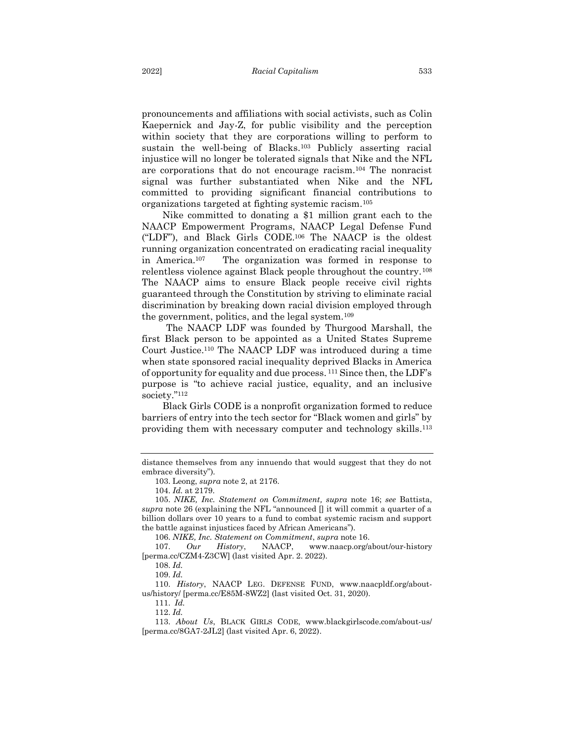pronouncements and affiliations with social activists, such as Colin Kaepernick and Jay-Z, for public visibility and the perception within society that they are corporations willing to perform to sustain the well-being of Blacks.[103] Publicly asserting racial injustice will no longer be tolerated signals that Nike and the NFL are corporations that do not encourage racism.[104] The nonracist signal was further substantiated when Nike and the NFL committed to providing significant financial contributions to organizations targeted at fighting systemic racism.[105]

Nike committed to donating a $1 million grant each to the NAACP Empowerment Programs, NAACP Legal Defense Fund ("LDF"), and Black Girls CODE.[106] The NAACP is the oldest running organization concentrated on eradicating racial inequality in America.[107] The organization was formed in response to relentless violence against Black people throughout the country.[108] The NAACP aims to ensure Black people receive civil rights guaranteed through the Constitution by striving to eliminate racial discrimination by breaking down racial division employed through the government, politics, and the legal system.[109]

The NAACP LDF was founded by Thurgood Marshall, the first Black person to be appointed as a United States Supreme Court Justice.[110] The NAACP LDF was introduced during a time when state sponsored racial inequality deprived Blacks in America of opportunity for equality and due process.[111] Since then, the LDF's purpose is "to achieve racial justice, equality, and an inclusive society."[112]

Black Girls CODE is a nonprofit organization formed to reduce barriers of entry into the tech sector for "Black women and girls" by providing them with necessary computer and technology skills.[113]

---

distance themselves from any innuendo that would suggest that they do not embrace diversity").

103. Leong, *supra* note 2, at 2176.

104. *Id.* at 2179.

105. *NIKE, Inc. Statement on Commitment, supra* note 16; *see* Battista, *supra* note 26 (explaining the NFL "announced [] it will commit a quarter of a billion dollars over 10 years to a fund to combat systemic racism and support the battle against injustices faced by African Americans").

106. *NIKE, Inc. Statement on Commitment*, *supra* note 16.

107. *Our History*, NAACP, www.naacp.org/about/our-history [perma.cc/CZM4-Z3CW] (last visited Apr. 2. 2022).

108. *Id.*

109. *Id.*

110. *History*, NAACP LEG. DEFENSE FUND, www.naacpldf.org/about-us/history/ [perma.cc/E85M-8WZ2] (last visited Oct. 31, 2020).

111. *Id.*

112. *Id.*

113. *About Us*, BLACK GIRLS CODE, www.blackgirlscode.com/about-us/ [perma.cc/8GA7-2JL2] (last visited Apr. 6, 2022).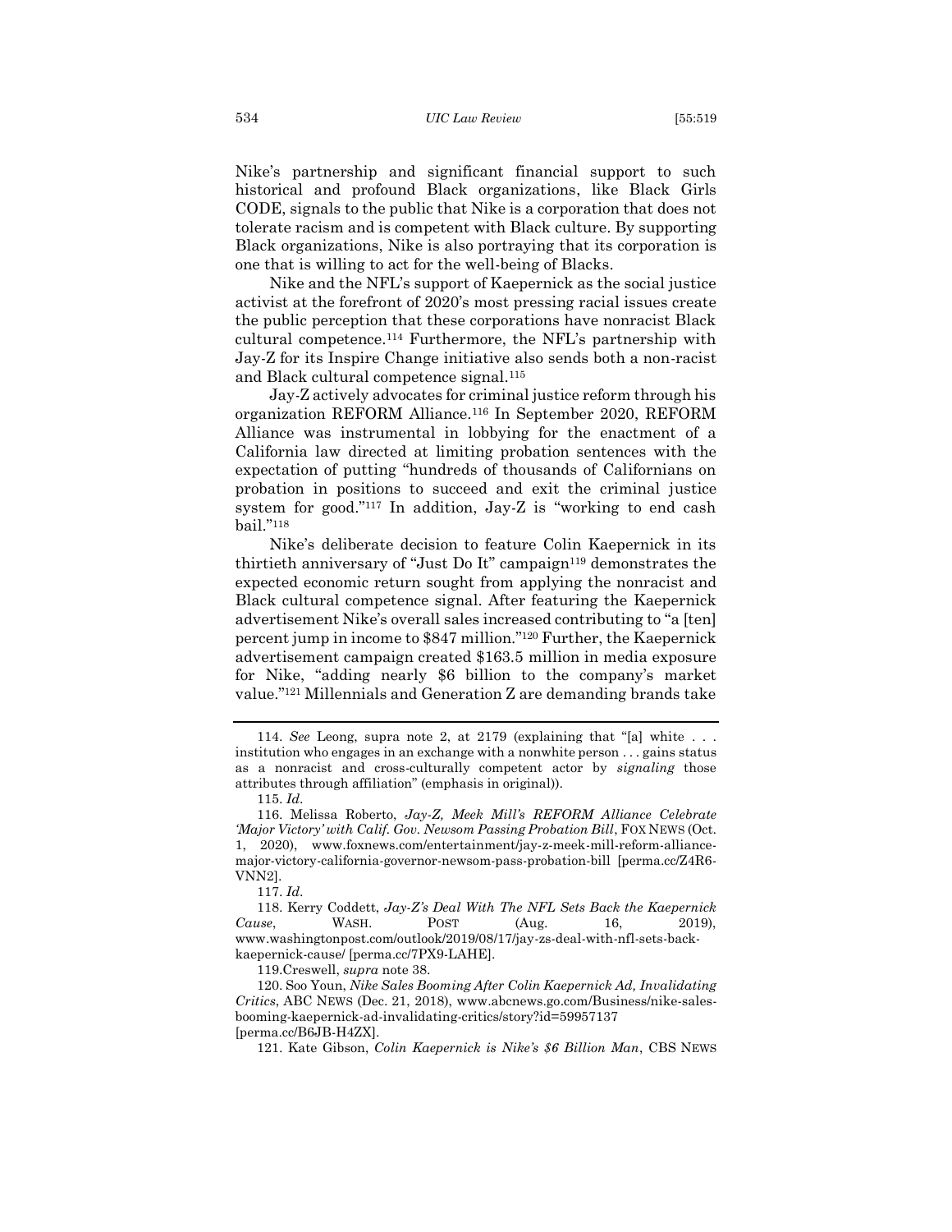Nike's partnership and significant financial support to such historical and profound Black organizations, like Black Girls CODE, signals to the public that Nike is a corporation that does not tolerate racism and is competent with Black culture. By supporting Black organizations, Nike is also portraying that its corporation is one that is willing to act for the well-being of Blacks.

Nike and the NFL's support of Kaepernick as the social justice activist at the forefront of 2020's most pressing racial issues create the public perception that these corporations have nonracist Black cultural competence.[114] Furthermore, the NFL's partnership with Jay-Z for its Inspire Change initiative also sends both a non-racist and Black cultural competence signal.[115]

Jay-Z actively advocates for criminal justice reform through his organization REFORM Alliance.[116] In September 2020, REFORM Alliance was instrumental in lobbying for the enactment of a California law directed at limiting probation sentences with the expectation of putting "hundreds of thousands of Californians on probation in positions to succeed and exit the criminal justice system for good."[117] In addition, Jay-Z is "working to end cash bail."[118]

Nike's deliberate decision to feature Colin Kaepernick in its thirtieth anniversary of "Just Do It" campaign[119] demonstrates the expected economic return sought from applying the nonracist and Black cultural competence signal. After featuring the Kaepernick advertisement Nike's overall sales increased contributing to "a [ten] percent jump in income to $847 million."[120] Further, the Kaepernick advertisement campaign created $163.5 million in media exposure for Nike, "adding nearly $6 billion to the company's market value."[121] Millennials and Generation Z are demanding brands take

---

114. *See* Leong, supra note 2, at 2179 (explaining that "[a] white . . . institution who engages in an exchange with a nonwhite person . . . gains status as a nonracist and cross-culturally competent actor by *signaling* those attributes through affiliation" (emphasis in original)).

115. *Id.*

116. Melissa Roberto, *Jay-Z, Meek Mill's REFORM Alliance Celebrate 'Major Victory' with Calif. Gov. Newsom Passing Probation Bill*, FOX NEWS (Oct. 1, 2020), www.foxnews.com/entertainment/jay-z-meek-mill-reform-alliance-major-victory-california-governor-newsom-pass-probation-bill [perma.cc/Z4R6-VNN2].

117. *Id.*

118. Kerry Coddett, *Jay-Z's Deal With The NFL Sets Back the Kaepernick Cause*, WASH. POST (Aug. 16, 2019), www.washingtonpost.com/outlook/2019/08/17/jay-zs-deal-with-nfl-sets-back-kaepernick-cause/ [perma.cc/7PX9-LAHE].

119. Creswell, *supra* note 38.

120. Soo Youn, *Nike Sales Booming After Colin Kaepernick Ad, Invalidating Critics*, ABC NEWS (Dec. 21, 2018), www.abcnews.go.com/Business/nike-sales-booming-kaepernick-ad-invalidating-critics/story?id=59957137 [perma.cc/B6JB-H4ZX].

121. Kate Gibson, *Colin Kaepernick is Nike's $6 Billion Man*, CBS NEWS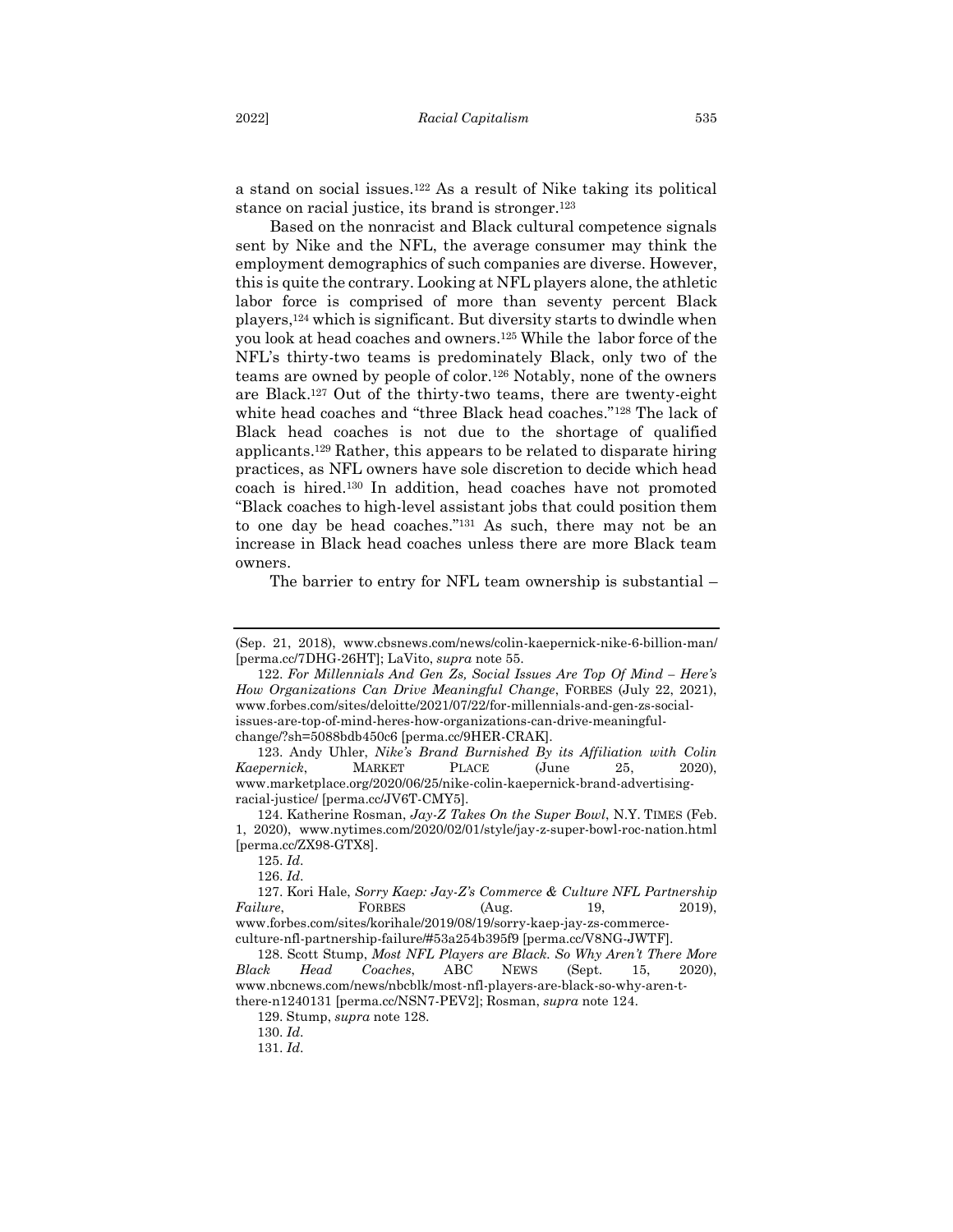a stand on social issues.[122] As a result of Nike taking its political stance on racial justice, its brand is stronger.[123]

Based on the nonracist and Black cultural competence signals sent by Nike and the NFL, the average consumer may think the employment demographics of such companies are diverse. However, this is quite the contrary. Looking at NFL players alone, the athletic labor force is comprised of more than seventy percent Black players,[124] which is significant. But diversity starts to dwindle when you look at head coaches and owners.[125] While the labor force of the NFL's thirty-two teams is predominately Black, only two of the teams are owned by people of color.[126] Notably, none of the owners are Black.[127] Out of the thirty-two teams, there are twenty-eight white head coaches and "three Black head coaches."[128] The lack of Black head coaches is not due to the shortage of qualified applicants.[129] Rather, this appears to be related to disparate hiring practices, as NFL owners have sole discretion to decide which head coach is hired.[130] In addition, head coaches have not promoted "Black coaches to high-level assistant jobs that could position them to one day be head coaches."[131] As such, there may not be an increase in Black head coaches unless there are more Black team owners.

The barrier to entry for NFL team ownership is substantial –

---

(Sep. 21, 2018), www.cbsnews.com/news/colin-kaepernick-nike-6-billion-man/ [perma.cc/7DHG-26HT]; LaVito, *supra* note 55.

122. *For Millennials And Gen Zs, Social Issues Are Top Of Mind – Here's How Organizations Can Drive Meaningful Change*, FORBES (July 22, 2021), www.forbes.com/sites/deloitte/2021/07/22/for-millennials-and-gen-zs-social-issues-are-top-of-mind-heres-how-organizations-can-drive-meaningful-change/?sh=5088bdb450c6 [perma.cc/9HER-CRAK].

123. Andy Uhler, *Nike's Brand Burnished By its Affiliation with Colin Kaepernick*, MARKET PLACE (June 25, 2020), www.marketplace.org/2020/06/25/nike-colin-kaepernick-brand-advertising-racial-justice/ [perma.cc/JV6T-CMY5].

124. Katherine Rosman, *Jay-Z Takes On the Super Bowl*, N.Y. TIMES (Feb. 1, 2020), www.nytimes.com/2020/02/01/style/jay-z-super-bowl-roc-nation.html [perma.cc/ZX98-GTX8].

125. *Id*.

126. *Id*.

127. Kori Hale, *Sorry Kaep: Jay-Z's Commerce & Culture NFL Partnership Failure*, FORBES (Aug. 19, 2019), www.forbes.com/sites/korihale/2019/08/19/sorry-kaep-jay-zs-commerce-culture-nfl-partnership-failure/#53a254b395f9 [perma.cc/V8NG-JWTF].

128. Scott Stump, *Most NFL Players are Black. So Why Aren't There More Black Head Coaches*, ABC NEWS (Sept. 15, 2020), www.nbcnews.com/news/nbcblk/most-nfl-players-are-black-so-why-aren-t-there-n1240131 [perma.cc/NSN7-PEV2]; Rosman, *supra* note 124.

129. Stump, *supra* note 128.

130. *Id*.

131. *Id*.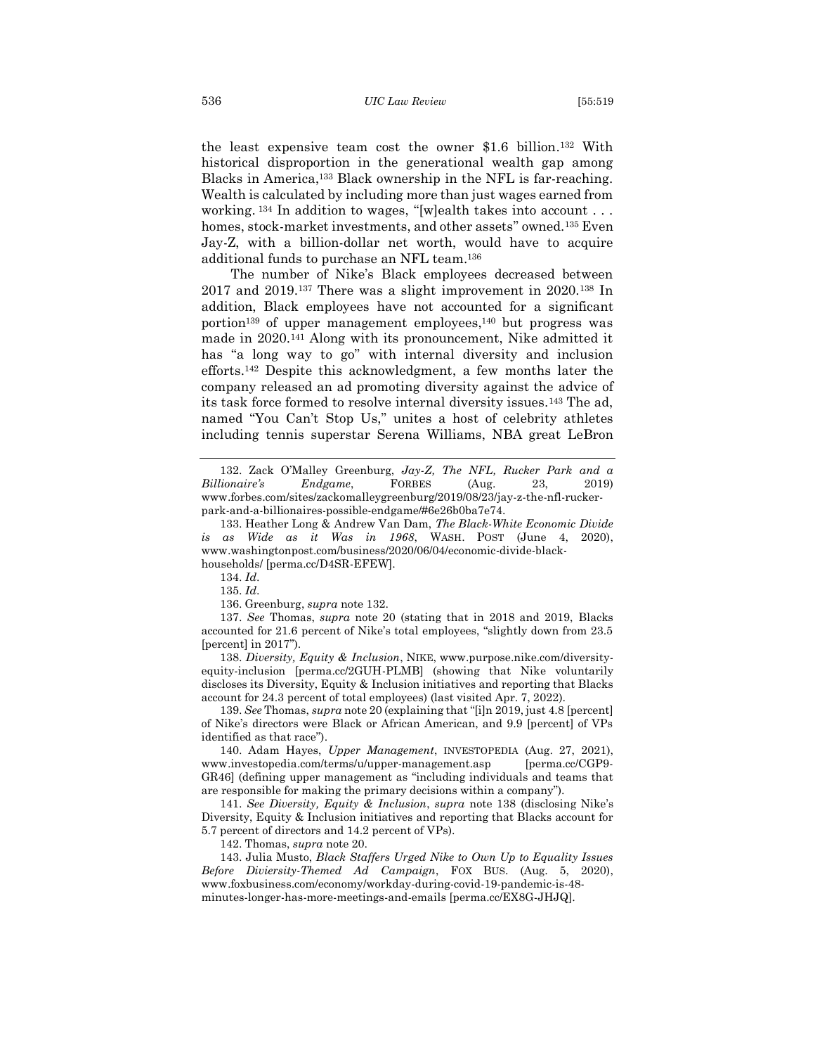the least expensive team cost the owner $1.6 billion.[132] With historical disproportion in the generational wealth gap among Blacks in America,[133] Black ownership in the NFL is far-reaching. Wealth is calculated by including more than just wages earned from working. [134] In addition to wages, "[w]ealth takes into account . . . homes, stock-market investments, and other assets" owned.[135] Even Jay-Z, with a billion-dollar net worth, would have to acquire additional funds to purchase an NFL team.[136]

The number of Nike's Black employees decreased between 2017 and 2019.[137] There was a slight improvement in 2020.[138] In addition, Black employees have not accounted for a significant portion[139] of upper management employees,[140] but progress was made in 2020.[141] Along with its pronouncement, Nike admitted it has "a long way to go" with internal diversity and inclusion efforts.[142] Despite this acknowledgment, a few months later the company released an ad promoting diversity against the advice of its task force formed to resolve internal diversity issues.[143] The ad, named "You Can't Stop Us," unites a host of celebrity athletes including tennis superstar Serena Williams, NBA great LeBron

---

132. Zack O'Malley Greenburg, *Jay-Z, The NFL, Rucker Park and a Billionaire's Endgame*, FORBES (Aug. 23, 2019) www.forbes.com/sites/zackomalleygreenburg/2019/08/23/jay-z-the-nfl-rucker-park-and-a-billionaires-possible-endgame/#6e26b0ba7e74.

133. Heather Long & Andrew Van Dam, *The Black-White Economic Divide is as Wide as it Was in 1968*, WASH. POST (June 4, 2020), www.washingtonpost.com/business/2020/06/04/economic-divide-black-households/ [perma.cc/D4SR-EFEW].

134. *Id.*

135. *Id.*

136. Greenburg, *supra* note 132.

137. *See* Thomas, *supra* note 20 (stating that in 2018 and 2019, Blacks accounted for 21.6 percent of Nike's total employees, "slightly down from 23.5 [percent] in 2017").

138. *Diversity, Equity & Inclusion*, NIKE, www.purpose.nike.com/diversity-equity-inclusion [perma.cc/2GUH-PLMB] (showing that Nike voluntarily discloses its Diversity, Equity & Inclusion initiatives and reporting that Blacks account for 24.3 percent of total employees) (last visited Apr. 7, 2022).

139. *See* Thomas, *supra* note 20 (explaining that "[i]n 2019, just 4.8 [percent] of Nike's directors were Black or African American, and 9.9 [percent] of VPs identified as that race").

140. Adam Hayes, *Upper Management*, INVESTOPEDIA (Aug. 27, 2021), www.investopedia.com/terms/u/upper-management.asp [perma.cc/CGP9-GR46] (defining upper management as "including individuals and teams that are responsible for making the primary decisions within a company").

141. *See Diversity, Equity & Inclusion*, *supra* note 138 (disclosing Nike's Diversity, Equity & Inclusion initiatives and reporting that Blacks account for 5.7 percent of directors and 14.2 percent of VPs).

142. Thomas, *supra* note 20.

143. Julia Musto, *Black Staffers Urged Nike to Own Up to Equality Issues Before Diviersity-Themed Ad Campaign*, FOX BUS. (Aug. 5, 2020), www.foxbusiness.com/economy/workday-during-covid-19-pandemic-is-48-minutes-longer-has-more-meetings-and-emails [perma.cc/EX8G-JHJQ].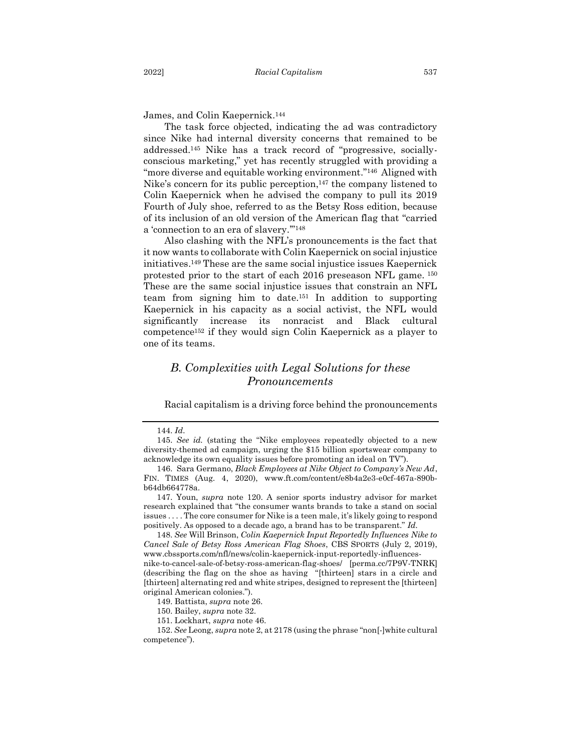James, and Colin Kaepernick.[144]

The task force objected, indicating the ad was contradictory since Nike had internal diversity concerns that remained to be addressed.[145] Nike has a track record of "progressive, socially-conscious marketing," yet has recently struggled with providing a "more diverse and equitable working environment."[146] Aligned with Nike's concern for its public perception,[147] the company listened to Colin Kaepernick when he advised the company to pull its 2019 Fourth of July shoe, referred to as the Betsy Ross edition, because of its inclusion of an old version of the American flag that "carried a 'connection to an era of slavery.'"[148]

Also clashing with the NFL's pronouncements is the fact that it now wants to collaborate with Colin Kaepernick on social injustice initiatives.[149] These are the same social injustice issues Kaepernick protested prior to the start of each 2016 preseason NFL game.[150] These are the same social injustice issues that constrain an NFL team from signing him to date.[151] In addition to supporting Kaepernick in his capacity as a social activist, the NFL would significantly increase its nonracist and Black cultural competence[152] if they would sign Colin Kaepernick as a player to one of its teams.

### *B. Complexities with Legal Solutions for these Pronouncements*

Racial capitalism is a driving force behind the pronouncements

---

144. *Id.*

145. *See id.* (stating the "Nike employees repeatedly objected to a new diversity-themed ad campaign, urging the $15 billion sportswear company to acknowledge its own equality issues before promoting an ideal on TV").

146. Sara Germano, *Black Employees at Nike Object to Company's New Ad*, FIN. TIMES (Aug. 4, 2020), www.ft.com/content/e8b4a2e3-e0cf-467a-890b-b64db664778a.

147. Youn, *supra* note 120. A senior sports industry advisor for market research explained that "the consumer wants brands to take a stand on social issues . . . . The core consumer for Nike is a teen male, it's likely going to respond positively. As opposed to a decade ago, a brand has to be transparent." *Id.*

148. *See* Will Brinson, *Colin Kaepernick Input Reportedly Influences Nike to Cancel Sale of Betsy Ross American Flag Shoes*, CBS SPORTS (July 2, 2019), www.cbssports.com/nfl/news/colin-kaepernick-input-reportedly-influences-nike-to-cancel-sale-of-betsy-ross-american-flag-shoes/ [perma.cc/7P9V-TNRK] (describing the flag on the shoe as having "[thirteen] stars in a circle and [thirteen] alternating red and white stripes, designed to represent the [thirteen] original American colonies.").

149. Battista, *supra* note 26.

150. Bailey, *supra* note 32.

151. Lockhart, *supra* note 46.

152. *See* Leong, *supra* note 2, at 2178 (using the phrase "non[-]white cultural competence").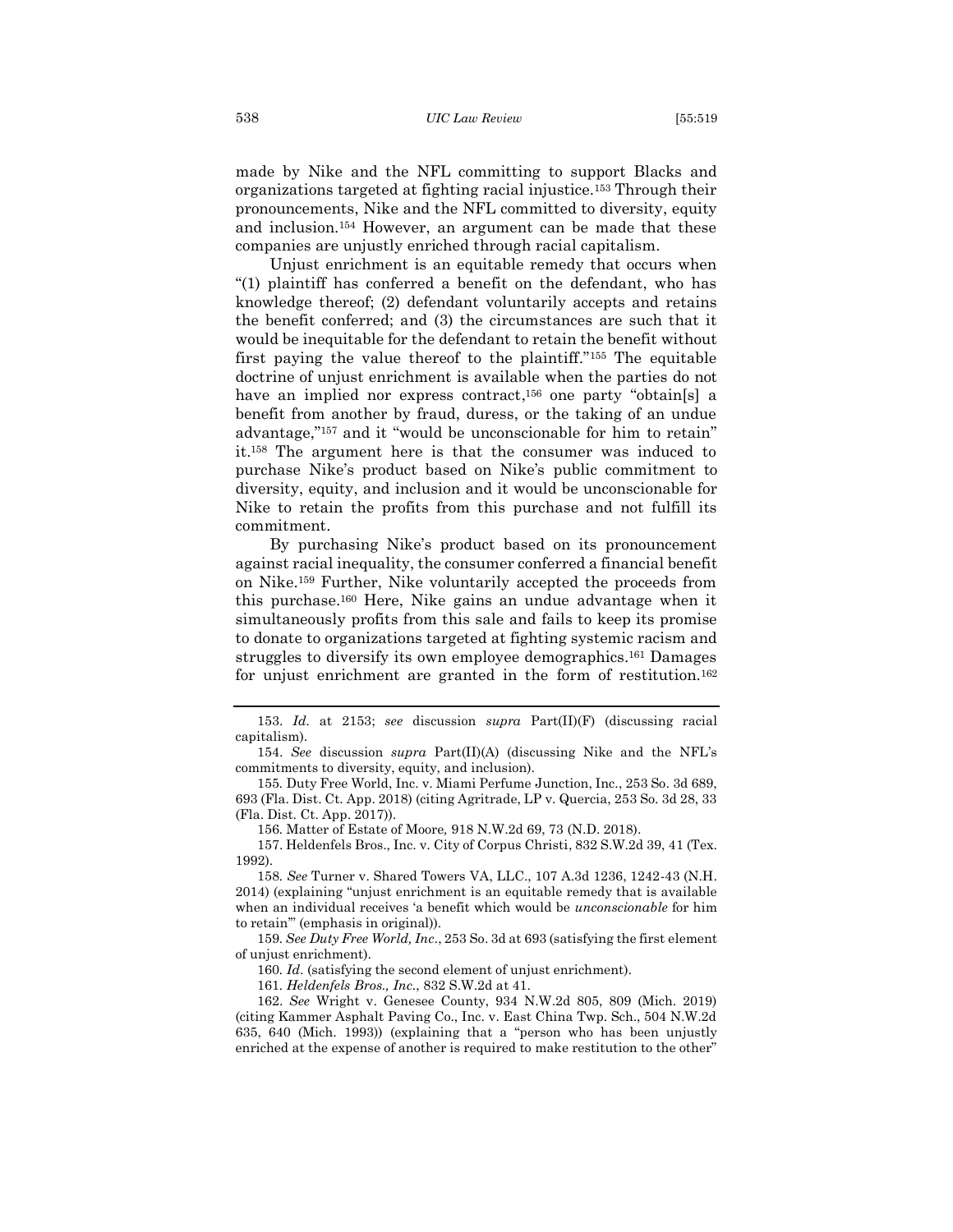made by Nike and the NFL committing to support Blacks and organizations targeted at fighting racial injustice.[153] Through their pronouncements, Nike and the NFL committed to diversity, equity and inclusion.[154] However, an argument can be made that these companies are unjustly enriched through racial capitalism.

Unjust enrichment is an equitable remedy that occurs when "(1) plaintiff has conferred a benefit on the defendant, who has knowledge thereof; (2) defendant voluntarily accepts and retains the benefit conferred; and (3) the circumstances are such that it would be inequitable for the defendant to retain the benefit without first paying the value thereof to the plaintiff."[155] The equitable doctrine of unjust enrichment is available when the parties do not have an implied nor express contract,[156] one party "obtain[s] a benefit from another by fraud, duress, or the taking of an undue advantage,"[157] and it "would be unconscionable for him to retain" it.[158] The argument here is that the consumer was induced to purchase Nike's product based on Nike's public commitment to diversity, equity, and inclusion and it would be unconscionable for Nike to retain the profits from this purchase and not fulfill its commitment.

By purchasing Nike's product based on its pronouncement against racial inequality, the consumer conferred a financial benefit on Nike.[159] Further, Nike voluntarily accepted the proceeds from this purchase.[160] Here, Nike gains an undue advantage when it simultaneously profits from this sale and fails to keep its promise to donate to organizations targeted at fighting systemic racism and struggles to diversify its own employee demographics.[161] Damages for unjust enrichment are granted in the form of restitution.[162]

---

153. *Id.* at 2153; *see* discussion *supra* Part(II)(F) (discussing racial capitalism).

154. *See* discussion *supra* Part(II)(A) (discussing Nike and the NFL's commitments to diversity, equity, and inclusion).

155. Duty Free World, Inc. v. Miami Perfume Junction, Inc., 253 So. 3d 689, 693 (Fla. Dist. Ct. App. 2018) (citing Agritrade, LP v. Quercia, 253 So. 3d 28, 33 (Fla. Dist. Ct. App. 2017)).

156. Matter of Estate of Moore*,* 918 N.W.2d 69, 73 (N.D. 2018).

157. Heldenfels Bros., Inc. v. City of Corpus Christi, 832 S.W.2d 39, 41 (Tex. 1992).

158. *See* Turner v. Shared Towers VA, LLC., 107 A.3d 1236, 1242-43 (N.H. 2014) (explaining "unjust enrichment is an equitable remedy that is available when an individual receives 'a benefit which would be *unconscionable* for him to retain'" (emphasis in original)).

159. *See Duty Free World, Inc*., 253 So. 3d at 693 (satisfying the first element of unjust enrichment).

160. *Id.* (satisfying the second element of unjust enrichment).

161. *Heldenfels Bros., Inc.*, 832 S.W.2d at 41.

162. *See* Wright v. Genesee County, 934 N.W.2d 805, 809 (Mich. 2019) (citing Kammer Asphalt Paving Co., Inc. v. East China Twp. Sch., 504 N.W.2d 635, 640 (Mich. 1993)) (explaining that a "person who has been unjustly enriched at the expense of another is required to make restitution to the other"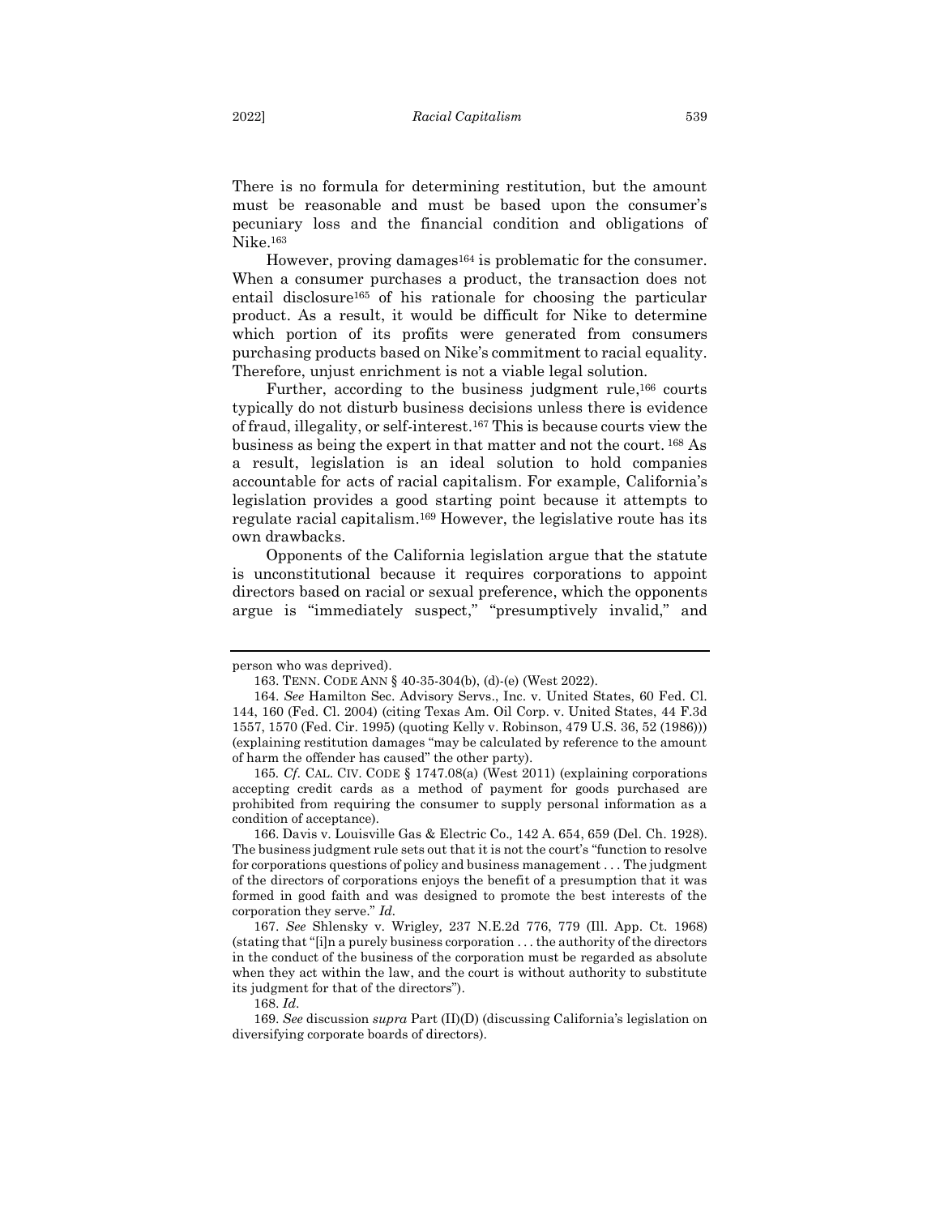There is no formula for determining restitution, but the amount must be reasonable and must be based upon the consumer's pecuniary loss and the financial condition and obligations of Nike.[163]

However, proving damages[164] is problematic for the consumer. When a consumer purchases a product, the transaction does not entail disclosure[165] of his rationale for choosing the particular product. As a result, it would be difficult for Nike to determine which portion of its profits were generated from consumers purchasing products based on Nike's commitment to racial equality. Therefore, unjust enrichment is not a viable legal solution.

Further, according to the business judgment rule,[166] courts typically do not disturb business decisions unless there is evidence of fraud, illegality, or self-interest.[167] This is because courts view the business as being the expert in that matter and not the court.[168] As a result, legislation is an ideal solution to hold companies accountable for acts of racial capitalism. For example, California's legislation provides a good starting point because it attempts to regulate racial capitalism.[169] However, the legislative route has its own drawbacks.

Opponents of the California legislation argue that the statute is unconstitutional because it requires corporations to appoint directors based on racial or sexual preference, which the opponents argue is "immediately suspect," "presumptively invalid," and

---

person who was deprived).

163. TENN. CODE ANN § 40-35-304(b), (d)-(e) (West 2022).

164. *See* Hamilton Sec. Advisory Servs., Inc. v. United States, 60 Fed. Cl. 144, 160 (Fed. Cl. 2004) (citing Texas Am. Oil Corp. v. United States, 44 F.3d 1557, 1570 (Fed. Cir. 1995) (quoting Kelly v. Robinson, 479 U.S. 36, 52 (1986))) (explaining restitution damages "may be calculated by reference to the amount of harm the offender has caused" the other party).

165. *Cf.* CAL. CIV. CODE § 1747.08(a) (West 2011) (explaining corporations accepting credit cards as a method of payment for goods purchased are prohibited from requiring the consumer to supply personal information as a condition of acceptance).

166. Davis v. Louisville Gas & Electric Co., 142 A. 654, 659 (Del. Ch. 1928). The business judgment rule sets out that it is not the court's "function to resolve for corporations questions of policy and business management . . . The judgment of the directors of corporations enjoys the benefit of a presumption that it was formed in good faith and was designed to promote the best interests of the corporation they serve." *Id.*

167. *See* Shlensky v. Wrigley, 237 N.E.2d 776, 779 (Ill. App. Ct. 1968) (stating that "[i]n a purely business corporation . . . the authority of the directors in the conduct of the business of the corporation must be regarded as absolute when they act within the law, and the court is without authority to substitute its judgment for that of the directors").

168. *Id.*

169. *See* discussion *supra* Part (II)(D) (discussing California's legislation on diversifying corporate boards of directors).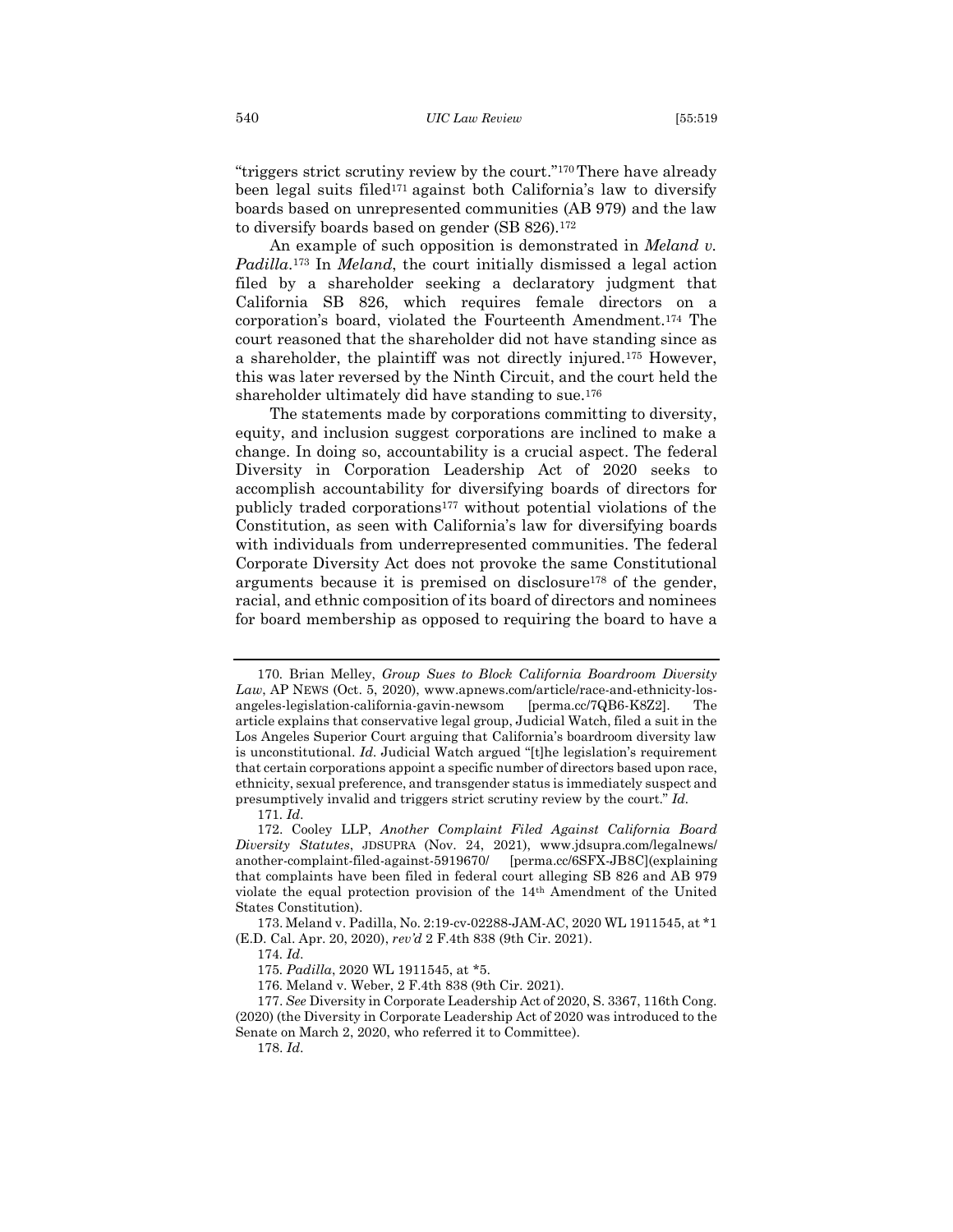"triggers strict scrutiny review by the court."[170] There have already been legal suits filed[171] against both California's law to diversify boards based on unrepresented communities (AB 979) and the law to diversify boards based on gender (SB 826).[172]

An example of such opposition is demonstrated in *Meland v. Padilla*.[173] In *Meland*, the court initially dismissed a legal action filed by a shareholder seeking a declaratory judgment that California SB 826, which requires female directors on a corporation's board, violated the Fourteenth Amendment.[174] The court reasoned that the shareholder did not have standing since as a shareholder, the plaintiff was not directly injured.[175] However, this was later reversed by the Ninth Circuit, and the court held the shareholder ultimately did have standing to sue.[176]

The statements made by corporations committing to diversity, equity, and inclusion suggest corporations are inclined to make a change. In doing so, accountability is a crucial aspect. The federal Diversity in Corporation Leadership Act of 2020 seeks to accomplish accountability for diversifying boards of directors for publicly traded corporations[177] without potential violations of the Constitution, as seen with California's law for diversifying boards with individuals from underrepresented communities. The federal Corporate Diversity Act does not provoke the same Constitutional arguments because it is premised on disclosure[178] of the gender, racial, and ethnic composition of its board of directors and nominees for board membership as opposed to requiring the board to have a

---

170. Brian Melley, *Group Sues to Block California Boardroom Diversity Law*, AP NEWS (Oct. 5, 2020), www.apnews.com/article/race-and-ethnicity-los-angeles-legislation-california-gavin-newsom [perma.cc/7QB6-K8Z2]. The article explains that conservative legal group, Judicial Watch, filed a suit in the Los Angeles Superior Court arguing that California's boardroom diversity law is unconstitutional. *Id.* Judicial Watch argued "[t]he legislation's requirement that certain corporations appoint a specific number of directors based upon race, ethnicity, sexual preference, and transgender status is immediately suspect and presumptively invalid and triggers strict scrutiny review by the court." *Id.*

171. *Id.*

172. Cooley LLP, *Another Complaint Filed Against California Board Diversity Statutes*, JDSUPRA (Nov. 24, 2021), www.jdsupra.com/legalnews/another-complaint-filed-against-5919670/ [perma.cc/6SFX-JB8C](explaining that complaints have been filed in federal court alleging SB 826 and AB 979 violate the equal protection provision of the 14th Amendment of the United States Constitution).

173. Meland v. Padilla, No. 2:19-cv-02288-JAM-AC, 2020 WL 1911545, at *1 (E.D. Cal. Apr. 20, 2020), *rev'd* 2 F.4th 838 (9th Cir. 2021).

174. *Id.*

175. *Padilla*, 2020 WL 1911545, at *5.

176. Meland v. Weber, 2 F.4th 838 (9th Cir. 2021).

177. *See* Diversity in Corporate Leadership Act of 2020, S. 3367, 116th Cong. (2020) (the Diversity in Corporate Leadership Act of 2020 was introduced to the Senate on March 2, 2020, who referred it to Committee).

178. *Id.*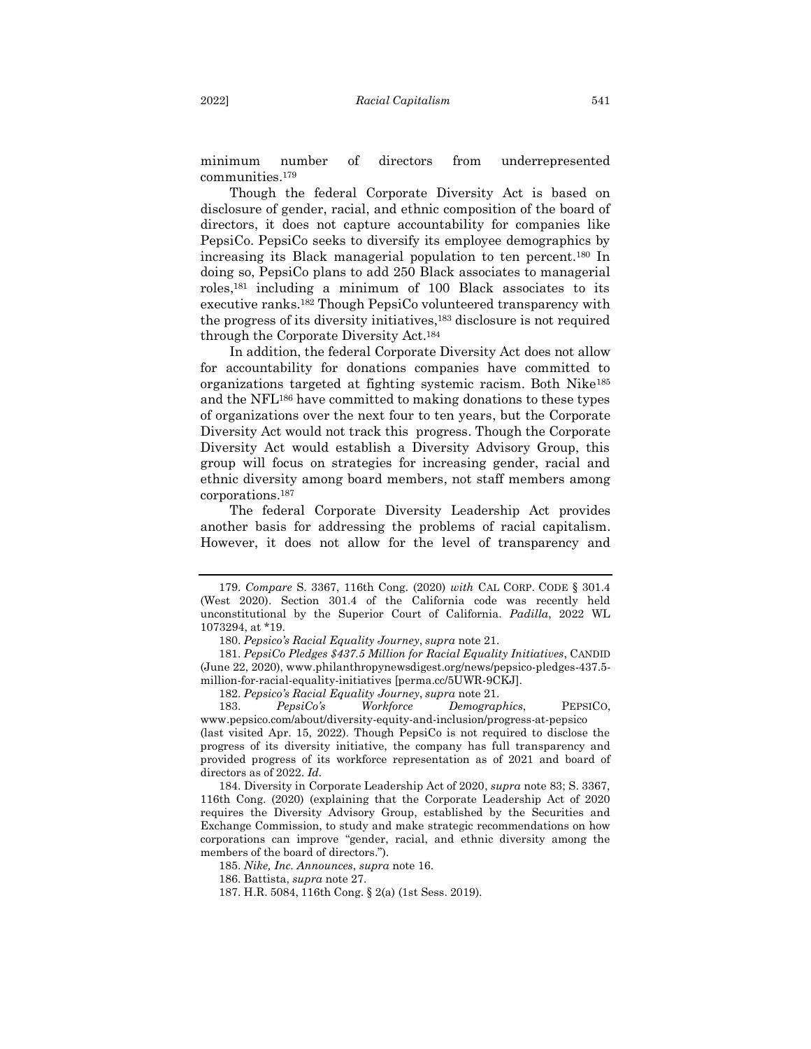minimum number of directors from underrepresented communities.[179]

Though the federal Corporate Diversity Act is based on disclosure of gender, racial, and ethnic composition of the board of directors, it does not capture accountability for companies like PepsiCo. PepsiCo seeks to diversify its employee demographics by increasing its Black managerial population to ten percent.[180] In doing so, PepsiCo plans to add 250 Black associates to managerial roles,[181] including a minimum of 100 Black associates to its executive ranks.[182] Though PepsiCo volunteered transparency with the progress of its diversity initiatives,[183] disclosure is not required through the Corporate Diversity Act.[184]

In addition, the federal Corporate Diversity Act does not allow for accountability for donations companies have committed to organizations targeted at fighting systemic racism. Both Nike[185] and the NFL[186] have committed to making donations to these types of organizations over the next four to ten years, but the Corporate Diversity Act would not track this progress. Though the Corporate Diversity Act would establish a Diversity Advisory Group, this group will focus on strategies for increasing gender, racial and ethnic diversity among board members, not staff members among corporations.[187]

The federal Corporate Diversity Leadership Act provides another basis for addressing the problems of racial capitalism. However, it does not allow for the level of transparency and

---

179. *Compare* S. 3367, 116th Cong. (2020) *with* CAL CORP. CODE § 301.4 (West 2020). Section 301.4 of the California code was recently held unconstitutional by the Superior Court of California. *Padilla*, 2022 WL 1073294, at *19.

180. *Pepsico's Racial Equality Journey*, *supra* note 21.

181. *PepsiCo Pledges $437.5 Million for Racial Equality Initiatives*, CANDID (June 22, 2020), www.philanthropynewsdigest.org/news/pepsico-pledges-437.5-million-for-racial-equality-initiatives [perma.cc/5UWR-9CKJ].

182. *Pepsico's Racial Equality Journey*, *supra* note 21.

183. *PepsiCo's Workforce Demographics*, PEPSICO, www.pepsico.com/about/diversity-equity-and-inclusion/progress-at-pepsico (last visited Apr. 15, 2022). Though PepsiCo is not required to disclose the progress of its diversity initiative, the company has full transparency and provided progress of its workforce representation as of 2021 and board of directors as of 2022. *Id*.

184. Diversity in Corporate Leadership Act of 2020, *supra* note 83; S. 3367, 116th Cong. (2020) (explaining that the Corporate Leadership Act of 2020 requires the Diversity Advisory Group, established by the Securities and Exchange Commission, to study and make strategic recommendations on how corporations can improve "gender, racial, and ethnic diversity among the members of the board of directors.").

185. *Nike, Inc. Announces*, *supra* note 16.

186. Battista, *supra* note 27.

187. H.R. 5084, 116th Cong. § 2(a) (1st Sess. 2019).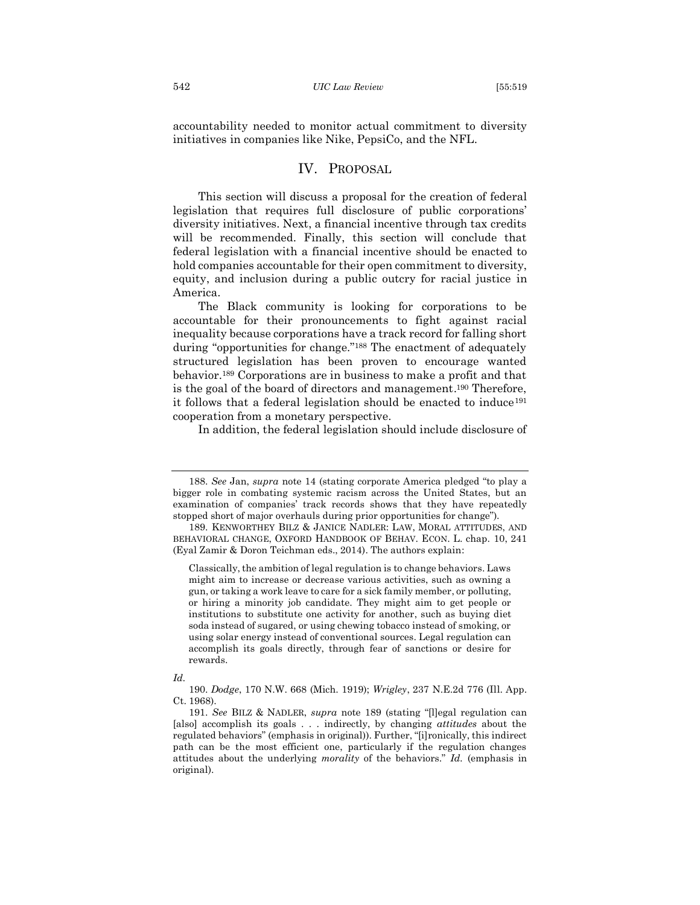accountability needed to monitor actual commitment to diversity initiatives in companies like Nike, PepsiCo, and the NFL.

## IV. PROPOSAL

This section will discuss a proposal for the creation of federal legislation that requires full disclosure of public corporations' diversity initiatives. Next, a financial incentive through tax credits will be recommended. Finally, this section will conclude that federal legislation with a financial incentive should be enacted to hold companies accountable for their open commitment to diversity, equity, and inclusion during a public outcry for racial justice in America.

The Black community is looking for corporations to be accountable for their pronouncements to fight against racial inequality because corporations have a track record for falling short during "opportunities for change."[188] The enactment of adequately structured legislation has been proven to encourage wanted behavior.[189] Corporations are in business to make a profit and that is the goal of the board of directors and management.[190] Therefore, it follows that a federal legislation should be enacted to induce[191] cooperation from a monetary perspective.

In addition, the federal legislation should include disclosure of

---

188. *See* Jan, *supra* note 14 (stating corporate America pledged "to play a bigger role in combating systemic racism across the United States, but an examination of companies' track records shows that they have repeatedly stopped short of major overhauls during prior opportunities for change").

189. KENWORTHEY BILZ & JANICE NADLER: LAW, MORAL ATTITUDES, AND BEHAVIORAL CHANGE, OXFORD HANDBOOK OF BEHAV. ECON. L. chap. 10, 241 (Eyal Zamir & Doron Teichman eds., 2014). The authors explain:

> Classically, the ambition of legal regulation is to change behaviors. Laws might aim to increase or decrease various activities, such as owning a gun, or taking a work leave to care for a sick family member, or polluting, or hiring a minority job candidate. They might aim to get people or institutions to substitute one activity for another, such as buying diet soda instead of sugared, or using chewing tobacco instead of smoking, or using solar energy instead of conventional sources. Legal regulation can accomplish its goals directly, through fear of sanctions or desire for rewards.

*Id.*

190. *Dodge*, 170 N.W. 668 (Mich. 1919); *Wrigley*, 237 N.E.2d 776 (Ill. App. Ct. 1968).

191. *See* BILZ & NADLER, *supra* note 189 (stating "[l]egal regulation can [also] accomplish its goals . . . indirectly, by changing *attitudes* about the regulated behaviors" (emphasis in original)). Further, "[i]ronically, this indirect path can be the most efficient one, particularly if the regulation changes attitudes about the underlying *morality* of the behaviors." *Id.* (emphasis in original).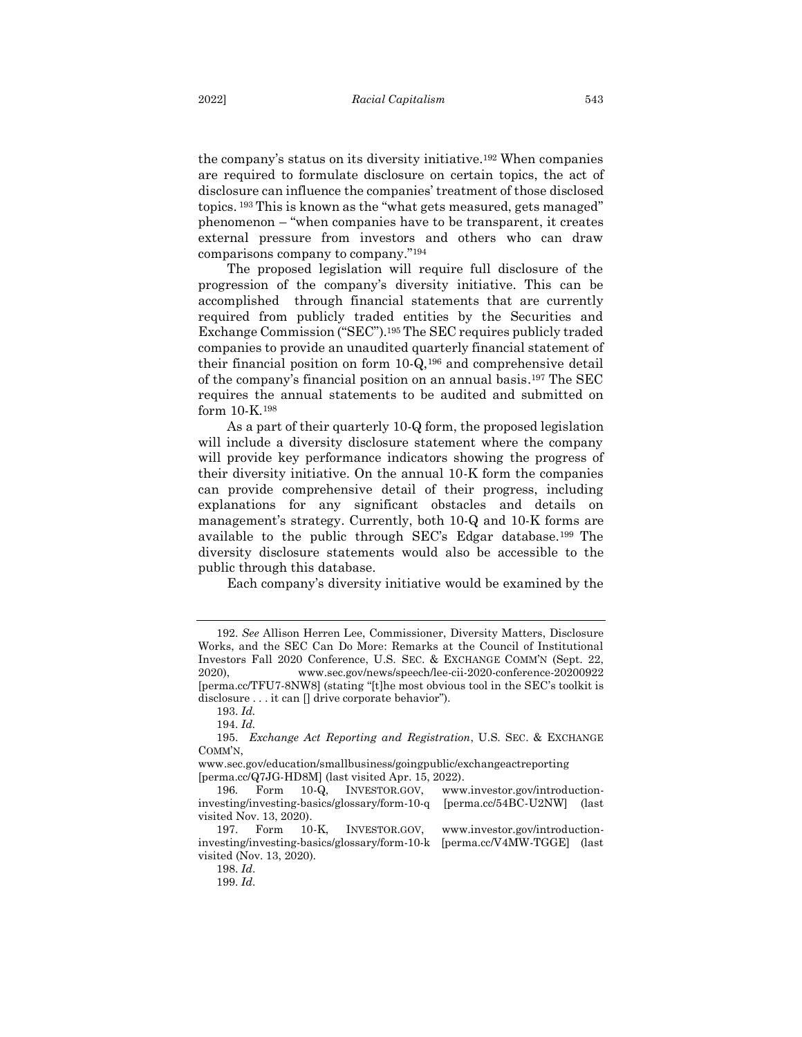the company's status on its diversity initiative.[192] When companies are required to formulate disclosure on certain topics, the act of disclosure can influence the companies' treatment of those disclosed topics.[193] This is known as the "what gets measured, gets managed" phenomenon – "when companies have to be transparent, it creates external pressure from investors and others who can draw comparisons company to company."[194]

The proposed legislation will require full disclosure of the progression of the company's diversity initiative. This can be accomplished through financial statements that are currently required from publicly traded entities by the Securities and Exchange Commission ("SEC").[195] The SEC requires publicly traded companies to provide an unaudited quarterly financial statement of their financial position on form 10-Q,[196] and comprehensive detail of the company's financial position on an annual basis.[197] The SEC requires the annual statements to be audited and submitted on form 10-K.[198]

As a part of their quarterly 10-Q form, the proposed legislation will include a diversity disclosure statement where the company will provide key performance indicators showing the progress of their diversity initiative. On the annual 10-K form the companies can provide comprehensive detail of their progress, including explanations for any significant obstacles and details on management's strategy. Currently, both 10-Q and 10-K forms are available to the public through SEC's Edgar database.[199] The diversity disclosure statements would also be accessible to the public through this database.

Each company's diversity initiative would be examined by the

---

192. *See* Allison Herren Lee, Commissioner, Diversity Matters, Disclosure Works, and the SEC Can Do More: Remarks at the Council of Institutional Investors Fall 2020 Conference, U.S. SEC. & EXCHANGE COMM'N (Sept. 22, 2020), www.sec.gov/news/speech/lee-cii-2020-conference-20200922 [perma.cc/TFU7-8NW8] (stating "[t]he most obvious tool in the SEC's toolkit is disclosure . . . it can [] drive corporate behavior").

193. *Id.*

194. *Id.*

195. *Exchange Act Reporting and Registration*, U.S. SEC. & EXCHANGE COMM'N, www.sec.gov/education/smallbusiness/goingpublic/exchangeactreporting [perma.cc/Q7JG-HD8M] (last visited Apr. 15, 2022).

196. Form 10-Q, INVESTOR.GOV, www.investor.gov/introduction-investing/investing-basics/glossary/form-10-q [perma.cc/54BC-U2NW] (last visited Nov. 13, 2020).

197. Form 10-K, INVESTOR.GOV, www.investor.gov/introduction-investing/investing-basics/glossary/form-10-k [perma.cc/V4MW-TGGE] (last visited (Nov. 13, 2020).

198. *Id*.

199. *Id*.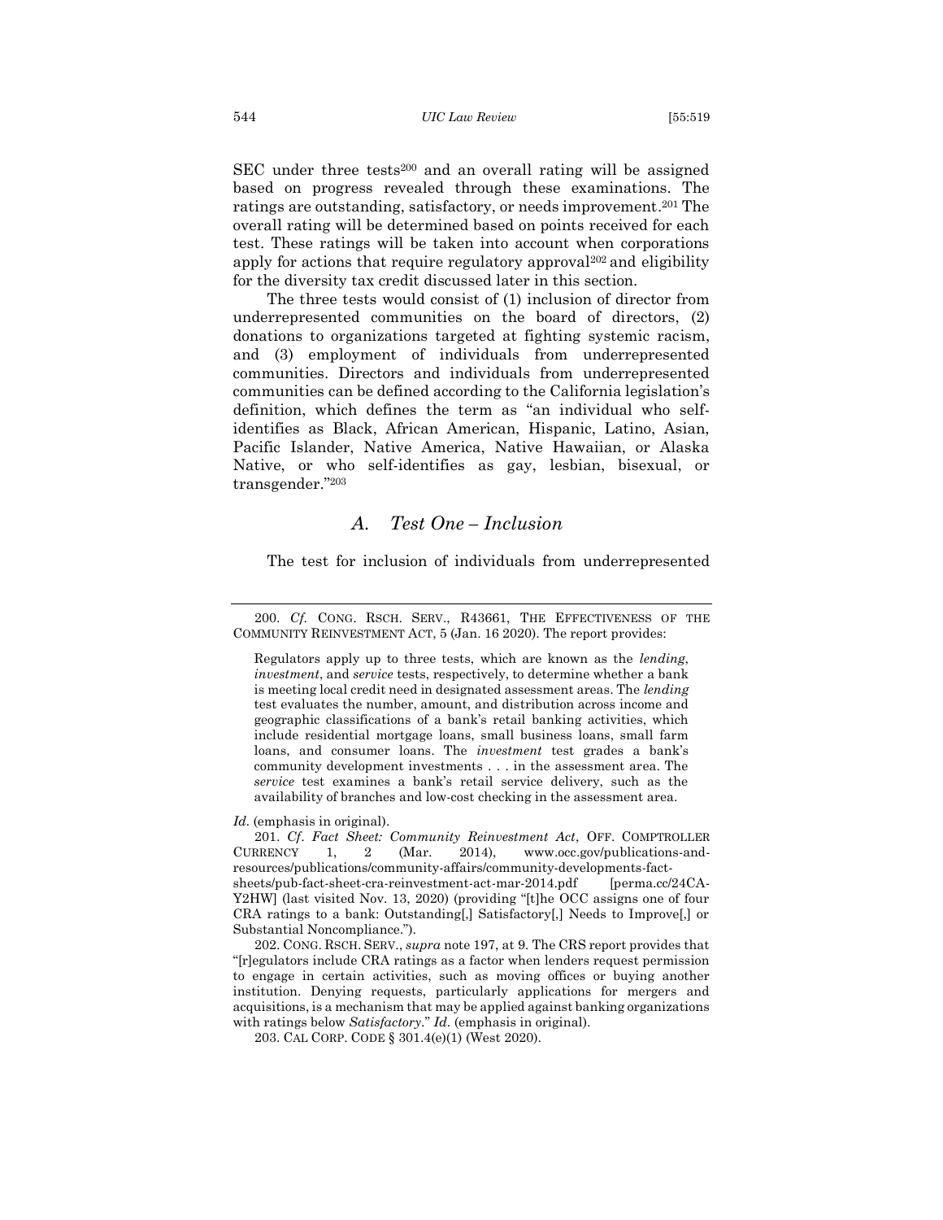SEC under three tests[200] and an overall rating will be assigned based on progress revealed through these examinations. The ratings are outstanding, satisfactory, or needs improvement.[201] The overall rating will be determined based on points received for each test. These ratings will be taken into account when corporations apply for actions that require regulatory approval[202] and eligibility for the diversity tax credit discussed later in this section.

The three tests would consist of (1) inclusion of director from underrepresented communities on the board of directors, (2) donations to organizations targeted at fighting systemic racism, and (3) employment of individuals from underrepresented communities. Directors and individuals from underrepresented communities can be defined according to the California legislation's definition, which defines the term as "an individual who self-identifies as Black, African American, Hispanic, Latino, Asian, Pacific Islander, Native America, Native Hawaiian, or Alaska Native, or who self-identifies as gay, lesbian, bisexual, or transgender."[203]

## *A. Test One – Inclusion*

The test for inclusion of individuals from underrepresented

---

200. *Cf.* CONG. RSCH. SERV., R43661, THE EFFECTIVENESS OF THE COMMUNITY REINVESTMENT ACT, 5 (Jan. 16 2020). The report provides:

> Regulators apply up to three tests, which are known as the *lending*, *investment*, and *service* tests, respectively, to determine whether a bank is meeting local credit need in designated assessment areas. The *lending* test evaluates the number, amount, and distribution across income and geographic classifications of a bank's retail banking activities, which include residential mortgage loans, small business loans, small farm loans, and consumer loans. The *investment* test grades a bank's community development investments . . . in the assessment area. The *service* test examines a bank's retail service delivery, such as the availability of branches and low-cost checking in the assessment area.

*Id.* (emphasis in original).

201. *Cf. Fact Sheet: Community Reinvestment Act*, OFF. COMPTROLLER CURRENCY 1, 2 (Mar. 2014), www.occ.gov/publications-and-resources/publications/community-affairs/community-developments-fact-sheets/pub-fact-sheet-cra-reinvestment-act-mar-2014.pdf [perma.cc/24CA-Y2HW] (last visited Nov. 13, 2020) (providing "[t]he OCC assigns one of four CRA ratings to a bank: Outstanding[,] Satisfactory[,] Needs to Improve[,] or Substantial Noncompliance.").

202. CONG. RSCH. SERV., *supra* note 197, at 9. The CRS report provides that "[r]egulators include CRA ratings as a factor when lenders request permission to engage in certain activities, such as moving offices or buying another institution. Denying requests, particularly applications for mergers and acquisitions, is a mechanism that may be applied against banking organizations with ratings below *Satisfactory*." *Id.* (emphasis in original).

203. CAL CORP. CODE § 301.4(e)(1) (West 2020).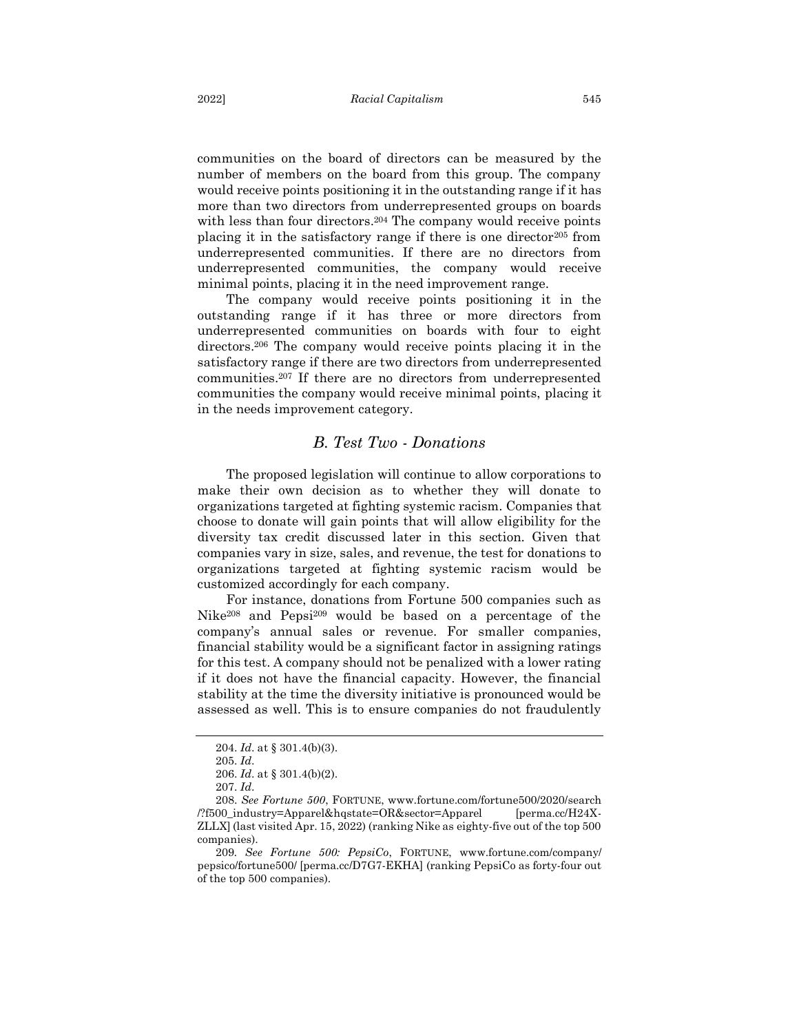communities on the board of directors can be measured by the number of members on the board from this group. The company would receive points positioning it in the outstanding range if it has more than two directors from underrepresented groups on boards with less than four directors.[204] The company would receive points placing it in the satisfactory range if there is one director[205] from underrepresented communities. If there are no directors from underrepresented communities, the company would receive minimal points, placing it in the need improvement range.

The company would receive points positioning it in the outstanding range if it has three or more directors from underrepresented communities on boards with four to eight directors.[206] The company would receive points placing it in the satisfactory range if there are two directors from underrepresented communities.[207] If there are no directors from underrepresented communities the company would receive minimal points, placing it in the needs improvement category.

## *B. Test Two - Donations*

The proposed legislation will continue to allow corporations to make their own decision as to whether they will donate to organizations targeted at fighting systemic racism. Companies that choose to donate will gain points that will allow eligibility for the diversity tax credit discussed later in this section. Given that companies vary in size, sales, and revenue, the test for donations to organizations targeted at fighting systemic racism would be customized accordingly for each company.

For instance, donations from Fortune 500 companies such as Nike[208] and Pepsi[209] would be based on a percentage of the company's annual sales or revenue. For smaller companies, financial stability would be a significant factor in assigning ratings for this test. A company should not be penalized with a lower rating if it does not have the financial capacity. However, the financial stability at the time the diversity initiative is pronounced would be assessed as well. This is to ensure companies do not fraudulently

---

204. *Id*. at § 301.4(b)(3).

205. *Id*.

206. *Id*. at § 301.4(b)(2).

207. *Id*.

208. *See Fortune 500*, FORTUNE, www.fortune.com/fortune500/2020/search/?f500_industry=Apparel&hqstate=OR&sector=Apparel [perma.cc/H24X-ZLLX] (last visited Apr. 15, 2022) (ranking Nike as eighty-five out of the top 500 companies).

209. *See Fortune 500: PepsiCo*, FORTUNE, www.fortune.com/company/pepsico/fortune500/ [perma.cc/D7G7-EKHA] (ranking PepsiCo as forty-four out of the top 500 companies).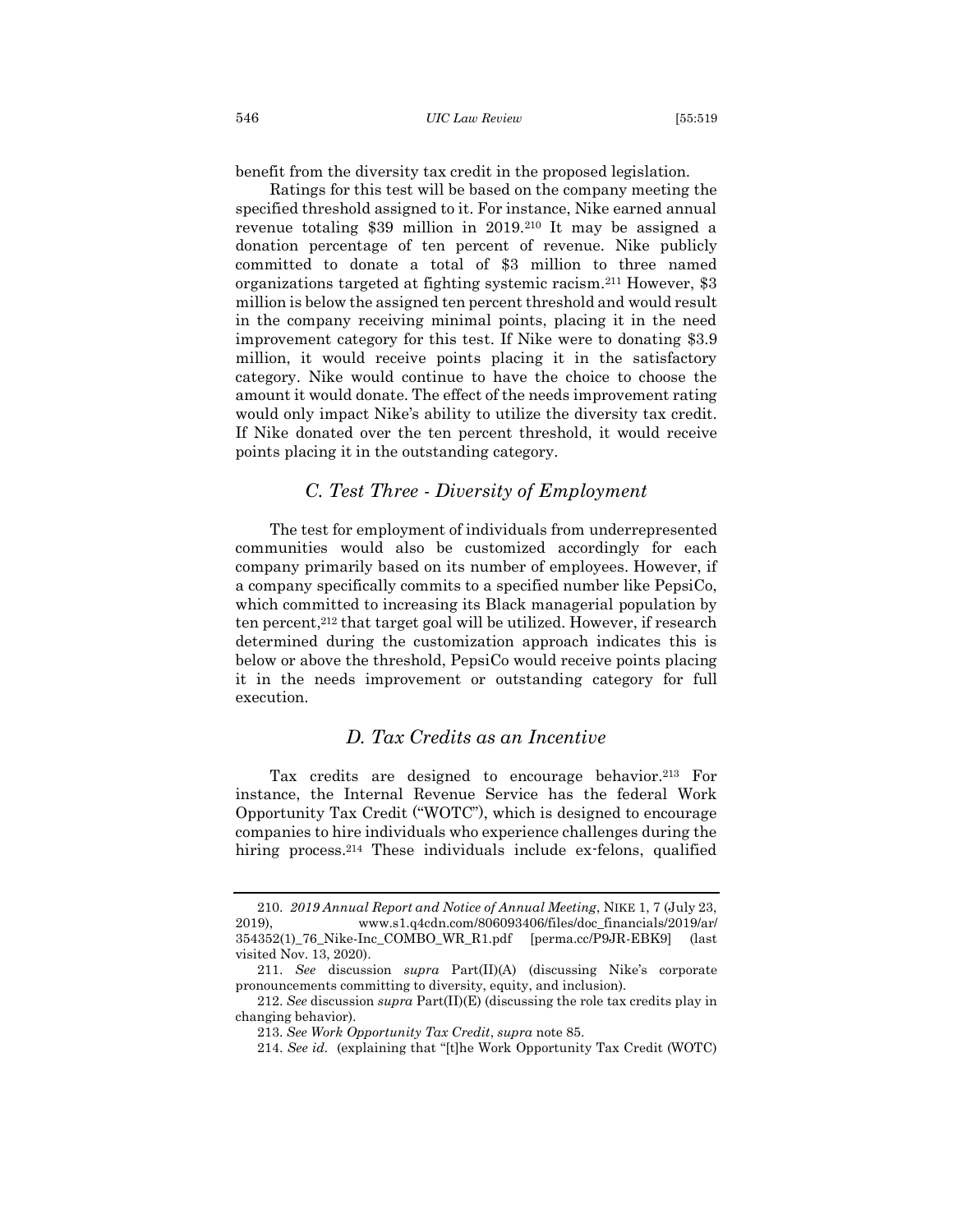benefit from the diversity tax credit in the proposed legislation.

Ratings for this test will be based on the company meeting the specified threshold assigned to it. For instance, Nike earned annual revenue totaling $39 million in 2019.[210] It may be assigned a donation percentage of ten percent of revenue. Nike publicly committed to donate a total of $3 million to three named organizations targeted at fighting systemic racism.[211] However, $3 million is below the assigned ten percent threshold and would result in the company receiving minimal points, placing it in the need improvement category for this test. If Nike were to donating $3.9 million, it would receive points placing it in the satisfactory category. Nike would continue to have the choice to choose the amount it would donate. The effect of the needs improvement rating would only impact Nike's ability to utilize the diversity tax credit. If Nike donated over the ten percent threshold, it would receive points placing it in the outstanding category.

### *C. Test Three - Diversity of Employment*

The test for employment of individuals from underrepresented communities would also be customized accordingly for each company primarily based on its number of employees. However, if a company specifically commits to a specified number like PepsiCo, which committed to increasing its Black managerial population by ten percent,[212] that target goal will be utilized. However, if research determined during the customization approach indicates this is below or above the threshold, PepsiCo would receive points placing it in the needs improvement or outstanding category for full execution.

### *D. Tax Credits as an Incentive*

Tax credits are designed to encourage behavior.[213] For instance, the Internal Revenue Service has the federal Work Opportunity Tax Credit ("WOTC"), which is designed to encourage companies to hire individuals who experience challenges during the hiring process.[214] These individuals include ex-felons, qualified

---

210. *2019 Annual Report and Notice of Annual Meeting*, NIKE 1, 7 (July 23, 2019), www.s1.q4cdn.com/806093406/files/doc_financials/2019/ar/354352(1)_76_Nike-Inc_COMBO_WR_R1.pdf [perma.cc/P9JR-EBK9] (last visited Nov. 13, 2020).

211. *See* discussion *supra* Part(II)(A) (discussing Nike's corporate pronouncements committing to diversity, equity, and inclusion).

212. *See* discussion *supra* Part(II)(E) (discussing the role tax credits play in changing behavior).

213. *See Work Opportunity Tax Credit*, *supra* note 85.

214. *See id.* (explaining that "[t]he Work Opportunity Tax Credit (WOTC)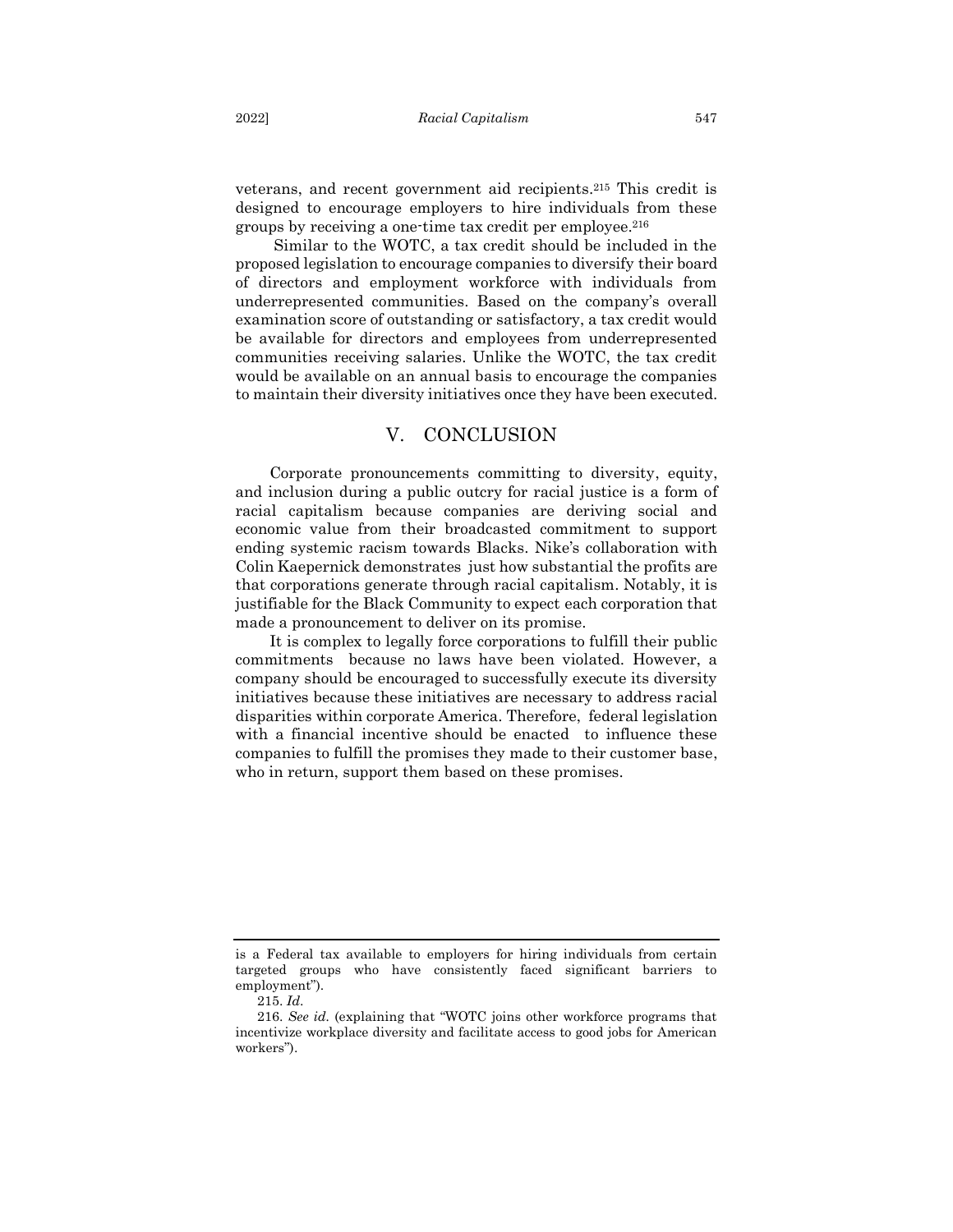veterans, and recent government aid recipients.[215] This credit is designed to encourage employers to hire individuals from these groups by receiving a one-time tax credit per employee.[216]

Similar to the WOTC, a tax credit should be included in the proposed legislation to encourage companies to diversify their board of directors and employment workforce with individuals from underrepresented communities. Based on the company's overall examination score of outstanding or satisfactory, a tax credit would be available for directors and employees from underrepresented communities receiving salaries. Unlike the WOTC, the tax credit would be available on an annual basis to encourage the companies to maintain their diversity initiatives once they have been executed.

## V. CONCLUSION

Corporate pronouncements committing to diversity, equity, and inclusion during a public outcry for racial justice is a form of racial capitalism because companies are deriving social and economic value from their broadcasted commitment to support ending systemic racism towards Blacks. Nike's collaboration with Colin Kaepernick demonstrates just how substantial the profits are that corporations generate through racial capitalism. Notably, it is justifiable for the Black Community to expect each corporation that made a pronouncement to deliver on its promise.

It is complex to legally force corporations to fulfill their public commitments because no laws have been violated. However, a company should be encouraged to successfully execute its diversity initiatives because these initiatives are necessary to address racial disparities within corporate America. Therefore, federal legislation with a financial incentive should be enacted to influence these companies to fulfill the promises they made to their customer base, who in return, support them based on these promises.

---

is a Federal tax available to employers for hiring individuals from certain targeted groups who have consistently faced significant barriers to employment").

215. *Id.*

216. *See id.* (explaining that "WOTC joins other workforce programs that incentivize workplace diversity and facilitate access to good jobs for American workers").